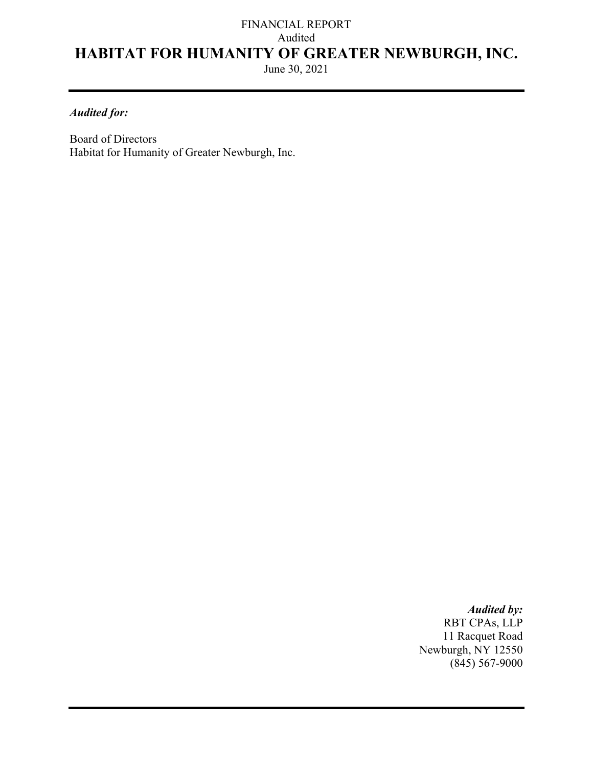FINANCIAL REPORT

Audited

# HABITAT FOR HUMANITY OF GREATER NEWBURGH, INC.

June 30, 2021

---

***Audited for:***

Board of Directors
Habitat for Humanity of Greater Newburgh, Inc.

***Audited by:***
RBT CPAs, LLP
11 Racquet Road
Newburgh, NY 12550
(845) 567-9000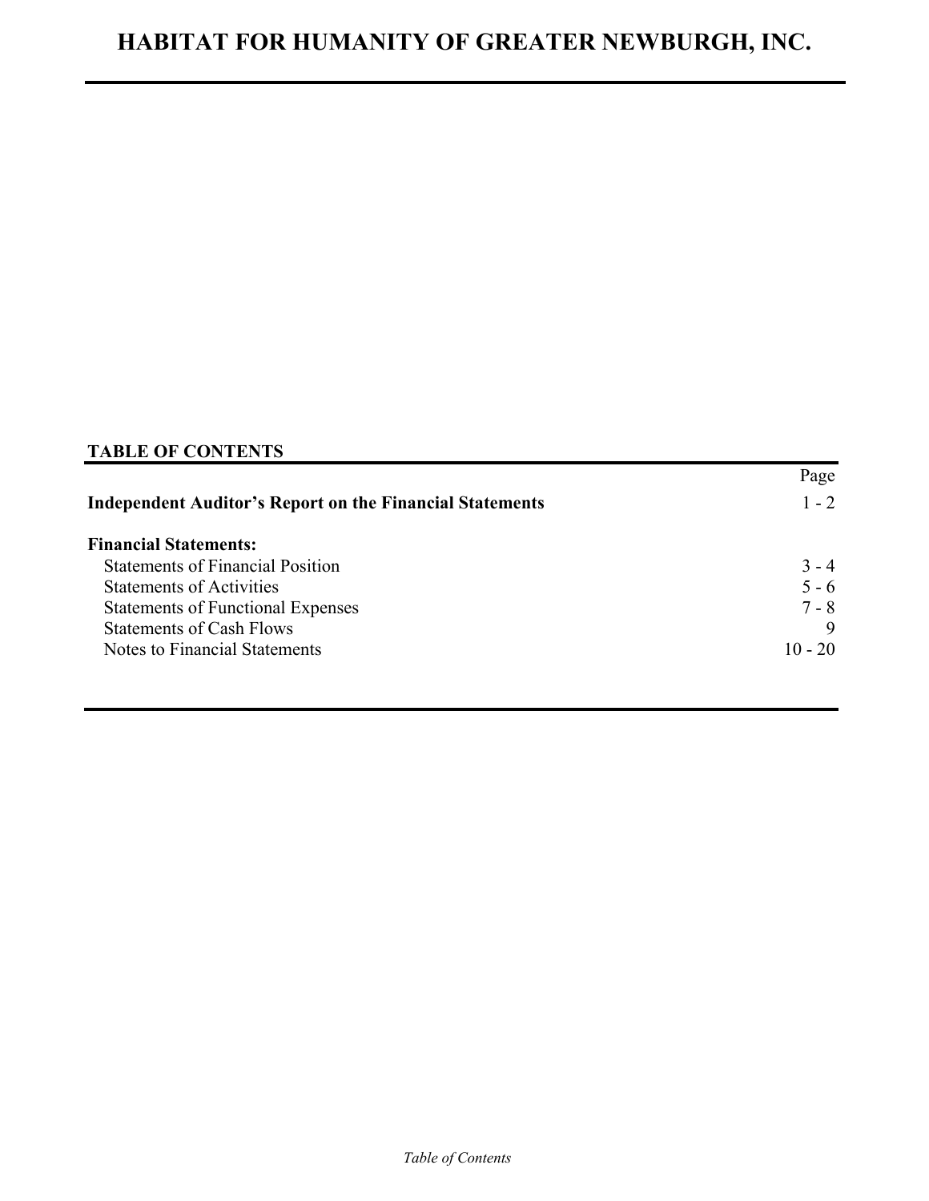# HABITAT FOR HUMANITY OF GREATER NEWBURGH, INC.

## TABLE OF CONTENTS

| | Page |
|---|---|
| **Independent Auditor's Report on the Financial Statements** | 1 - 2 |
| **Financial Statements:** | |
| Statements of Financial Position | 3 - 4 |
| Statements of Activities | 5 - 6 |
| Statements of Functional Expenses | 7 - 8 |
| Statements of Cash Flows | 9 |
| Notes to Financial Statements | 10 - 20 |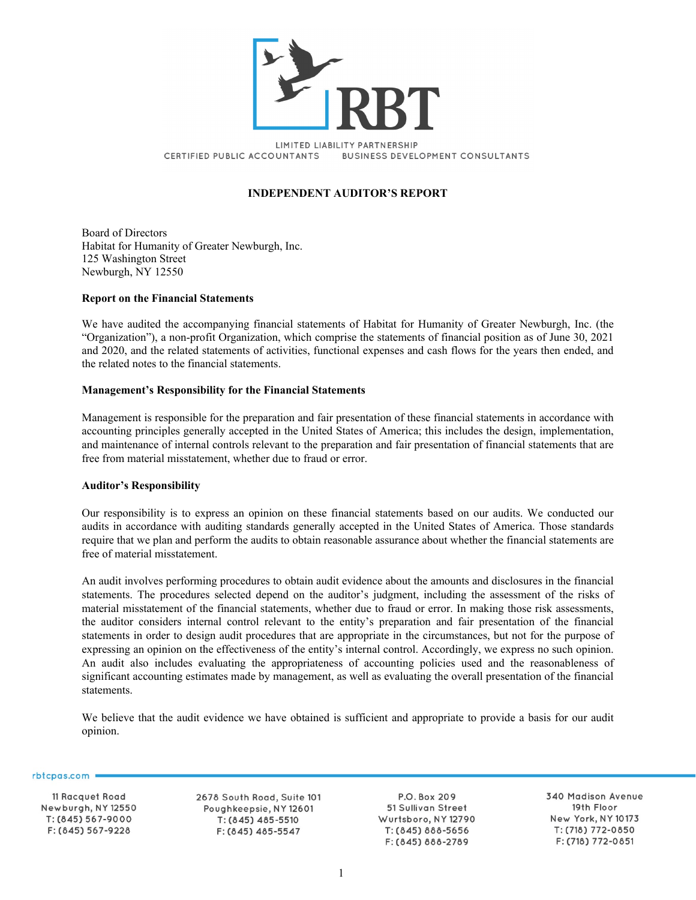# INDEPENDENT AUDITOR'S REPORT

Board of Directors
Habitat for Humanity of Greater Newburgh, Inc.
125 Washington Street
Newburgh, NY 12550

**Report on the Financial Statements**

We have audited the accompanying financial statements of Habitat for Humanity of Greater Newburgh, Inc. (the "Organization"), a non-profit Organization, which comprise the statements of financial position as of June 30, 2021 and 2020, and the related statements of activities, functional expenses and cash flows for the years then ended, and the related notes to the financial statements.

**Management's Responsibility for the Financial Statements**

Management is responsible for the preparation and fair presentation of these financial statements in accordance with accounting principles generally accepted in the United States of America; this includes the design, implementation, and maintenance of internal controls relevant to the preparation and fair presentation of financial statements that are free from material misstatement, whether due to fraud or error.

**Auditor's Responsibility**

Our responsibility is to express an opinion on these financial statements based on our audits. We conducted our audits in accordance with auditing standards generally accepted in the United States of America. Those standards require that we plan and perform the audits to obtain reasonable assurance about whether the financial statements are free of material misstatement.

An audit involves performing procedures to obtain audit evidence about the amounts and disclosures in the financial statements. The procedures selected depend on the auditor's judgment, including the assessment of the risks of material misstatement of the financial statements, whether due to fraud or error. In making those risk assessments, the auditor considers internal control relevant to the entity's preparation and fair presentation of the financial statements in order to design audit procedures that are appropriate in the circumstances, but not for the purpose of expressing an opinion on the effectiveness of the entity's internal control. Accordingly, we express no such opinion. An audit also includes evaluating the appropriateness of accounting policies used and the reasonableness of significant accounting estimates made by management, as well as evaluating the overall presentation of the financial statements.

We believe that the audit evidence we have obtained is sufficient and appropriate to provide a basis for our audit opinion.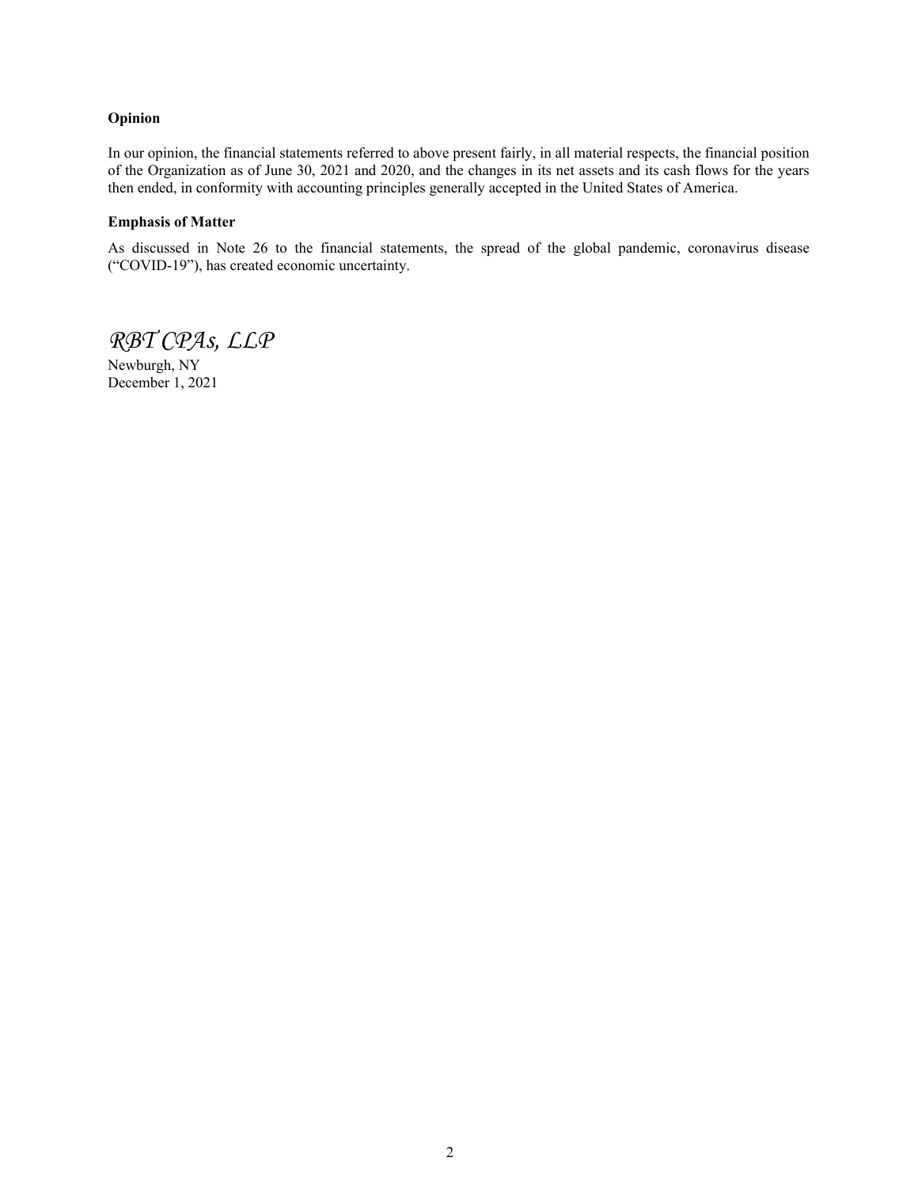**Opinion**

In our opinion, the financial statements referred to above present fairly, in all material respects, the financial position of the Organization as of June 30, 2021 and 2020, and the changes in its net assets and its cash flows for the years then ended, in conformity with accounting principles generally accepted in the United States of America.

**Emphasis of Matter**

As discussed in Note 26 to the financial statements, the spread of the global pandemic, coronavirus disease ("COVID-19"), has created economic uncertainty.

*RBT CPAs, LLP*

Newburgh, NY
December 1, 2021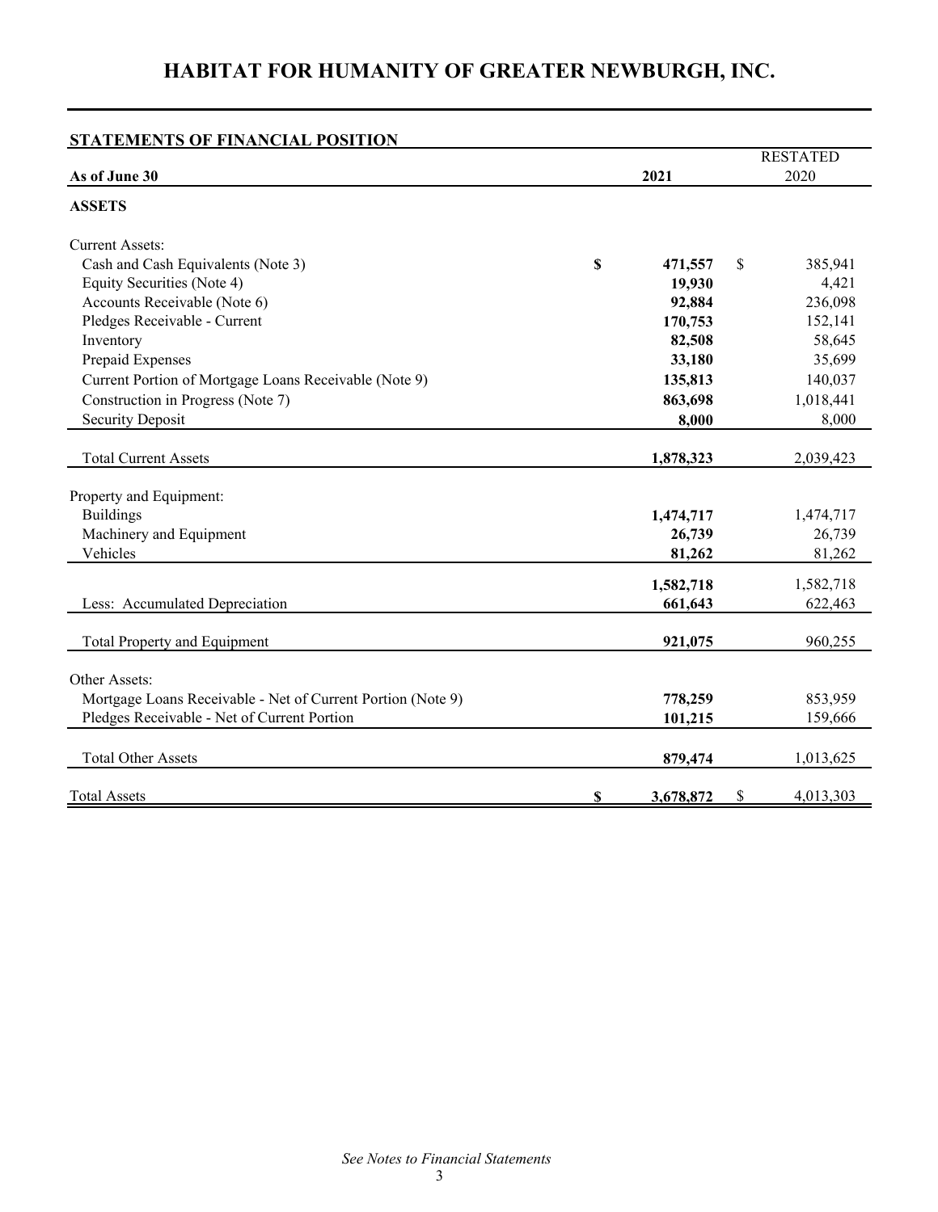# HABITAT FOR HUMANITY OF GREATER NEWBURGH, INC.

## STATEMENTS OF FINANCIAL POSITION

| As of June 30 | 2021 | RESTATED 2020 |
|---|---|---|
| **ASSETS** | | |
| Current Assets: | | |
| Cash and Cash Equivalents (Note 3) | **$ 471,557** | $ 385,941 |
| Equity Securities (Note 4) | **19,930** | 4,421 |
| Accounts Receivable (Note 6) | **92,884** | 236,098 |
| Pledges Receivable - Current | **170,753** | 152,141 |
| Inventory | **82,508** | 58,645 |
| Prepaid Expenses | **33,180** | 35,699 |
| Current Portion of Mortgage Loans Receivable (Note 9) | **135,813** | 140,037 |
| Construction in Progress (Note 7) | **863,698** | 1,018,441 |
| Security Deposit | **8,000** | 8,000 |
| Total Current Assets | **1,878,323** | 2,039,423 |
| Property and Equipment: | | |
| Buildings | **1,474,717** | 1,474,717 |
| Machinery and Equipment | **26,739** | 26,739 |
| Vehicles | **81,262** | 81,262 |
| | **1,582,718** | 1,582,718 |
| Less: Accumulated Depreciation | **661,643** | 622,463 |
| Total Property and Equipment | **921,075** | 960,255 |
| Other Assets: | | |
| Mortgage Loans Receivable - Net of Current Portion (Note 9) | **778,259** | 853,959 |
| Pledges Receivable - Net of Current Portion | **101,215** | 159,666 |
| Total Other Assets | **879,474** | 1,013,625 |
| Total Assets | **$ 3,678,872** | $ 4,013,303 |

*See Notes to Financial Statements*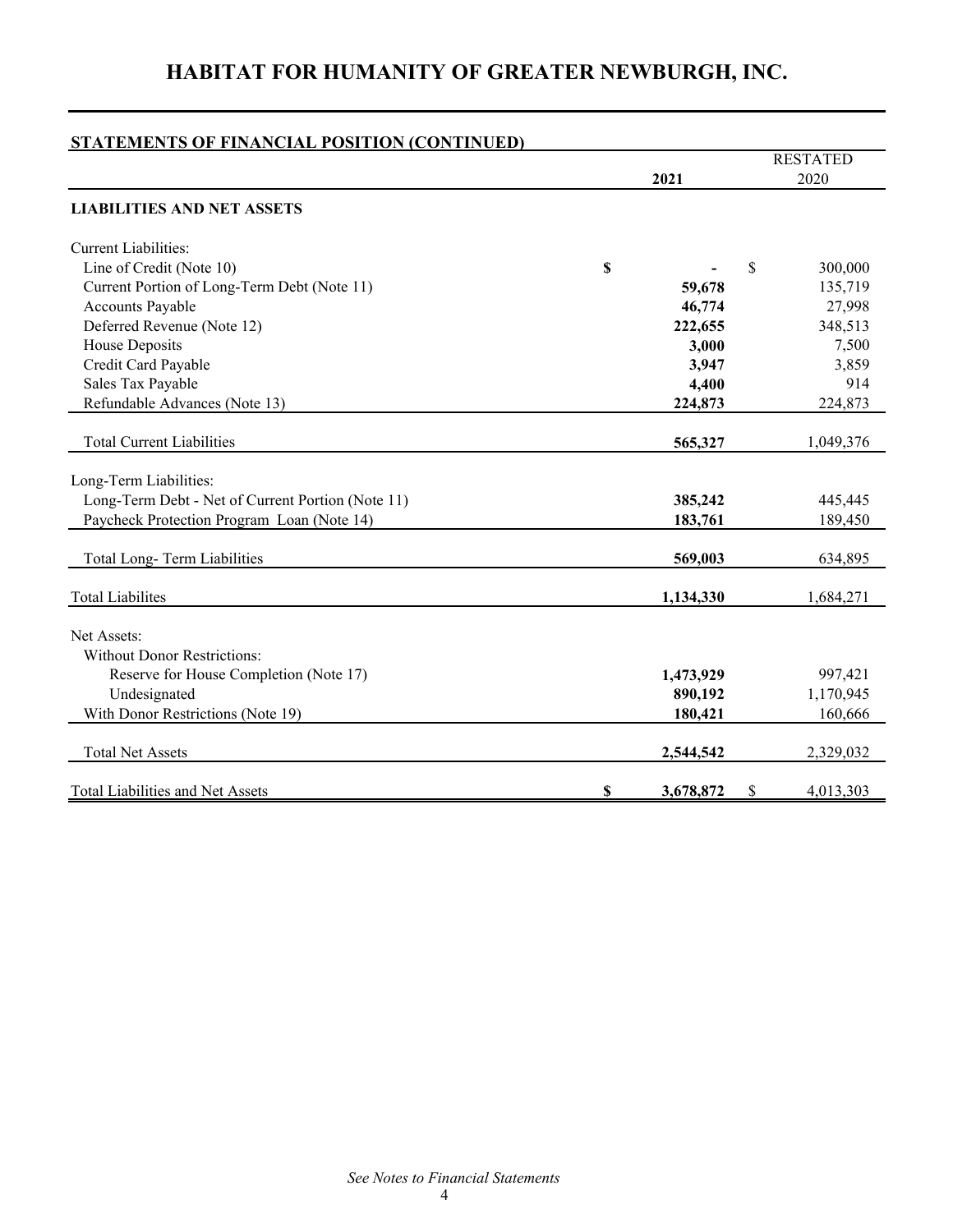# HABITAT FOR HUMANITY OF GREATER NEWBURGH, INC.

## STATEMENTS OF FINANCIAL POSITION (CONTINUED)

| | 2021 | RESTATED 2020 |
|---|---|---|
| **LIABILITIES AND NET ASSETS** | | |
| Current Liabilities: | | |
| Line of Credit (Note 10) | **$ -** | $ 300,000 |
| Current Portion of Long-Term Debt (Note 11) | **59,678** | 135,719 |
| Accounts Payable | **46,774** | 27,998 |
| Deferred Revenue (Note 12) | **222,655** | 348,513 |
| House Deposits | **3,000** | 7,500 |
| Credit Card Payable | **3,947** | 3,859 |
| Sales Tax Payable | **4,400** | 914 |
| Refundable Advances (Note 13) | **224,873** | 224,873 |
| Total Current Liabilities | **565,327** | 1,049,376 |
| Long-Term Liabilities: | | |
| Long-Term Debt - Net of Current Portion (Note 11) | **385,242** | 445,445 |
| Paycheck Protection Program Loan (Note 14) | **183,761** | 189,450 |
| Total Long- Term Liabilities | **569,003** | 634,895 |
| Total Liabilites | **1,134,330** | 1,684,271 |
| Net Assets: | | |
| Without Donor Restrictions: | | |
| Reserve for House Completion (Note 17) | **1,473,929** | 997,421 |
| Undesignated | **890,192** | 1,170,945 |
| With Donor Restrictions (Note 19) | **180,421** | 160,666 |
| Total Net Assets | **2,544,542** | 2,329,032 |
| Total Liabilities and Net Assets | **$ 3,678,872** | $ 4,013,303 |

*See Notes to Financial Statements*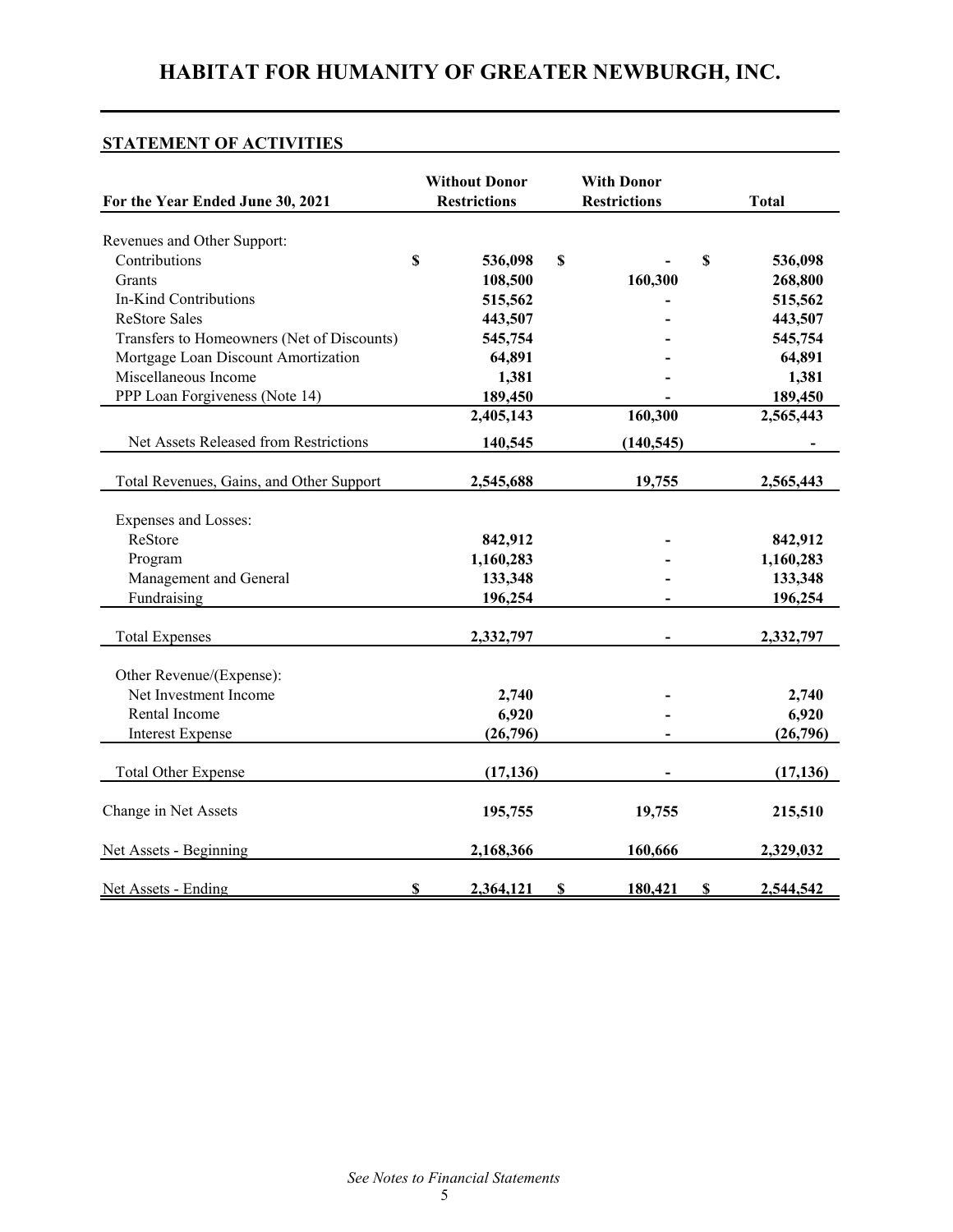# HABITAT FOR HUMANITY OF GREATER NEWBURGH, INC.

## STATEMENT OF ACTIVITIES

| For the Year Ended June 30, 2021 | Without Donor Restrictions | With Donor Restrictions | Total |
|---|---|---|---|
| Revenues and Other Support: | | | |
| Contributions | $ 536,098 | $ - | $ 536,098 |
| Grants | 108,500 | 160,300 | 268,800 |
| In-Kind Contributions | 515,562 | - | 515,562 |
| ReStore Sales | 443,507 | - | 443,507 |
| Transfers to Homeowners (Net of Discounts) | 545,754 | - | 545,754 |
| Mortgage Loan Discount Amortization | 64,891 | - | 64,891 |
| Miscellaneous Income | 1,381 | - | 1,381 |
| PPP Loan Forgiveness (Note 14) | 189,450 | - | 189,450 |
| | 2,405,143 | 160,300 | 2,565,443 |
| Net Assets Released from Restrictions | 140,545 | (140,545) | - |
| Total Revenues, Gains, and Other Support | 2,545,688 | 19,755 | 2,565,443 |
| Expenses and Losses: | | | |
| ReStore | 842,912 | - | 842,912 |
| Program | 1,160,283 | - | 1,160,283 |
| Management and General | 133,348 | - | 133,348 |
| Fundraising | 196,254 | - | 196,254 |
| Total Expenses | 2,332,797 | - | 2,332,797 |
| Other Revenue/(Expense): | | | |
| Net Investment Income | 2,740 | - | 2,740 |
| Rental Income | 6,920 | - | 6,920 |
| Interest Expense | (26,796) | - | (26,796) |
| Total Other Expense | (17,136) | - | (17,136) |
| Change in Net Assets | 195,755 | 19,755 | 215,510 |
| Net Assets - Beginning | 2,168,366 | 160,666 | 2,329,032 |
| Net Assets - Ending | $ 2,364,121 | $ 180,421 | $ 2,544,542 |

*See Notes to Financial Statements*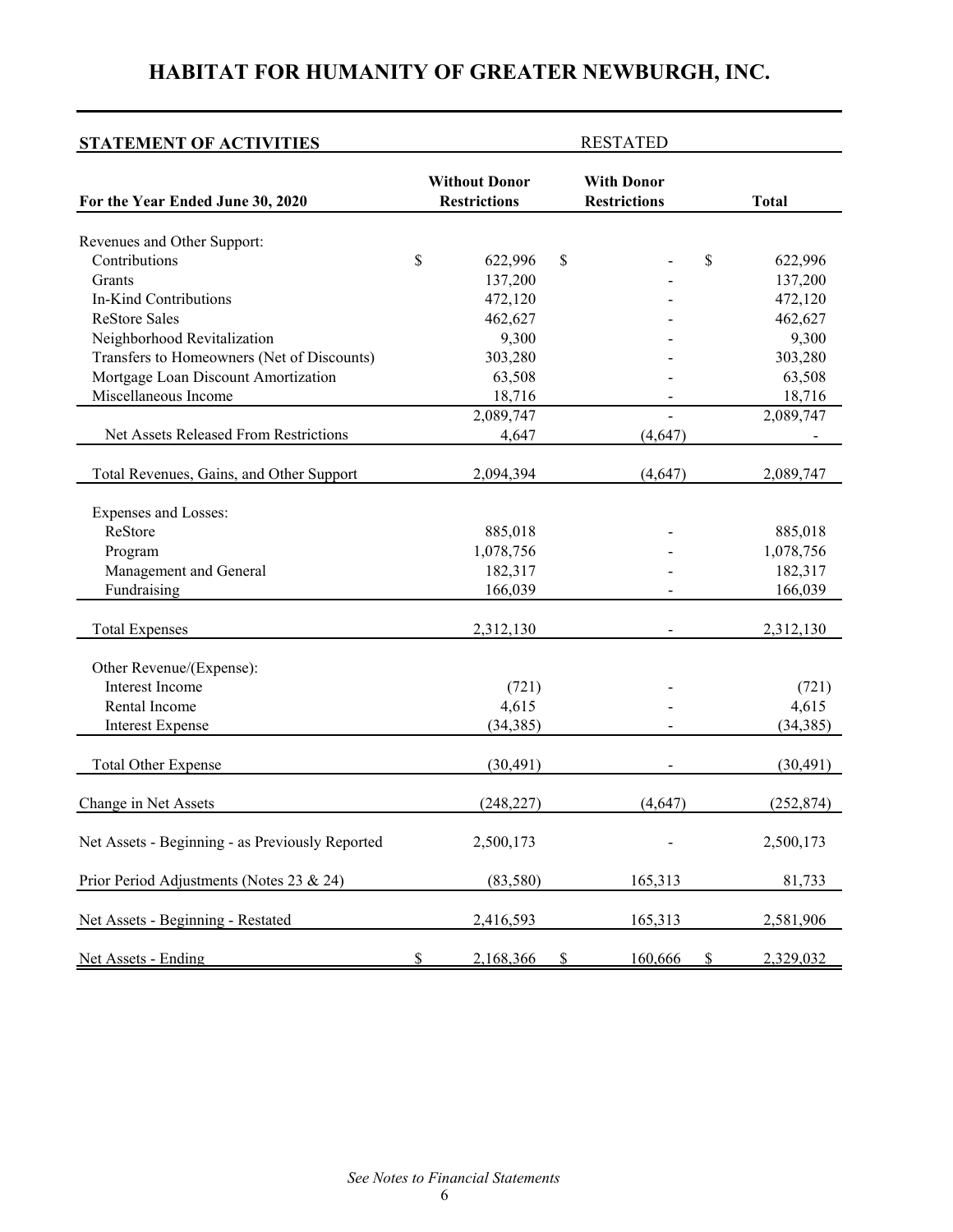# HABITAT FOR HUMANITY OF GREATER NEWBURGH, INC.

| **STATEMENT OF ACTIVITIES** | RESTATED | | |
|---|---|---|---|
| **For the Year Ended June 30, 2020** | **Without Donor Restrictions** | **With Donor Restrictions** | **Total** |
| Revenues and Other Support: | | | |
| Contributions | $ 622,996 | $ - | $ 622,996 |
| Grants | 137,200 | - | 137,200 |
| In-Kind Contributions | 472,120 | - | 472,120 |
| ReStore Sales | 462,627 | - | 462,627 |
| Neighborhood Revitalization | 9,300 | - | 9,300 |
| Transfers to Homeowners (Net of Discounts) | 303,280 | - | 303,280 |
| Mortgage Loan Discount Amortization | 63,508 | - | 63,508 |
| Miscellaneous Income | 18,716 | - | 18,716 |
| | 2,089,747 | - | 2,089,747 |
| Net Assets Released From Restrictions | 4,647 | (4,647) | - |
| Total Revenues, Gains, and Other Support | 2,094,394 | (4,647) | 2,089,747 |
| Expenses and Losses: | | | |
| ReStore | 885,018 | - | 885,018 |
| Program | 1,078,756 | - | 1,078,756 |
| Management and General | 182,317 | - | 182,317 |
| Fundraising | 166,039 | - | 166,039 |
| Total Expenses | 2,312,130 | - | 2,312,130 |
| Other Revenue/(Expense): | | | |
| Interest Income | (721) | - | (721) |
| Rental Income | 4,615 | - | 4,615 |
| Interest Expense | (34,385) | - | (34,385) |
| Total Other Expense | (30,491) | - | (30,491) |
| Change in Net Assets | (248,227) | (4,647) | (252,874) |
| Net Assets - Beginning - as Previously Reported | 2,500,173 | - | 2,500,173 |
| Prior Period Adjustments (Notes 23 & 24) | (83,580) | 165,313 | 81,733 |
| Net Assets - Beginning - Restated | 2,416,593 | 165,313 | 2,581,906 |
| Net Assets - Ending | $ 2,168,366 | $ 160,666 | $ 2,329,032 |

*See Notes to Financial Statements*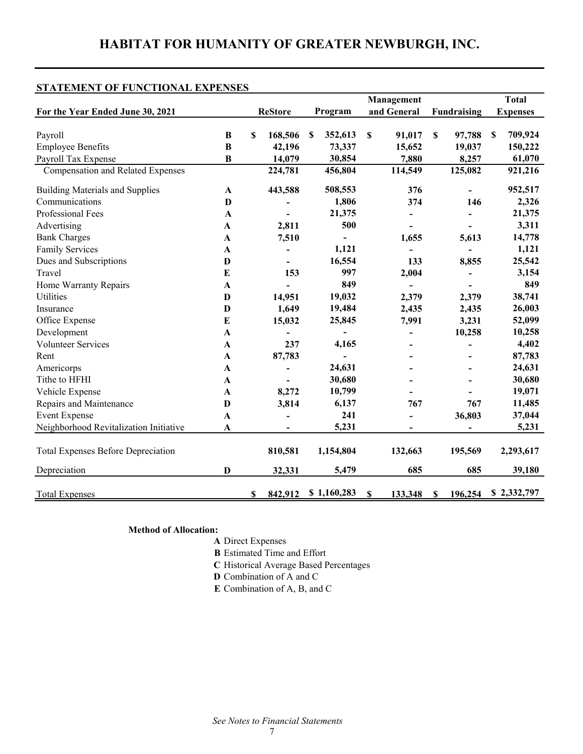# HABITAT FOR HUMANITY OF GREATER NEWBURGH, INC.

## STATEMENT OF FUNCTIONAL EXPENSES

| For the Year Ended June 30, 2021 | | ReStore | Program | Management and General | Fundraising | Total Expenses |
|---|---|---|---|---|---|---|
| Payroll | B | $ 168,506 | $ 352,613 | $ 91,017 | $ 97,788 | $ 709,924 |
| Employee Benefits | B | 42,196 | 73,337 | 15,652 | 19,037 | 150,222 |
| Payroll Tax Expense | B | 14,079 | 30,854 | 7,880 | 8,257 | 61,070 |
| Compensation and Related Expenses | | 224,781 | 456,804 | 114,549 | 125,082 | 921,216 |
| Building Materials and Supplies | A | 443,588 | 508,553 | 376 | - | 952,517 |
| Communications | D | - | 1,806 | 374 | 146 | 2,326 |
| Professional Fees | A | - | 21,375 | - | - | 21,375 |
| Advertising | A | 2,811 | 500 | - | - | 3,311 |
| Bank Charges | A | 7,510 | - | 1,655 | 5,613 | 14,778 |
| Family Services | A | - | 1,121 | - | - | 1,121 |
| Dues and Subscriptions | D | - | 16,554 | 133 | 8,855 | 25,542 |
| Travel | E | 153 | 997 | 2,004 | - | 3,154 |
| Home Warranty Repairs | A | - | 849 | - | - | 849 |
| Utilities | D | 14,951 | 19,032 | 2,379 | 2,379 | 38,741 |
| Insurance | D | 1,649 | 19,484 | 2,435 | 2,435 | 26,003 |
| Office Expense | E | 15,032 | 25,845 | 7,991 | 3,231 | 52,099 |
| Development | A | - | - | - | 10,258 | 10,258 |
| Volunteer Services | A | 237 | 4,165 | - | - | 4,402 |
| Rent | A | 87,783 | - | - | - | 87,783 |
| Americorps | A | - | 24,631 | - | - | 24,631 |
| Tithe to HFHI | A | - | 30,680 | - | - | 30,680 |
| Vehicle Expense | A | 8,272 | 10,799 | - | - | 19,071 |
| Repairs and Maintenance | D | 3,814 | 6,137 | 767 | 767 | 11,485 |
| Event Expense | A | - | 241 | - | 36,803 | 37,044 |
| Neighborhood Revitalization Initiative | A | - | 5,231 | - | - | 5,231 |
| Total Expenses Before Depreciation | | 810,581 | 1,154,804 | 132,663 | 195,569 | 2,293,617 |
| Depreciation | D | 32,331 | 5,479 | 685 | 685 | 39,180 |
| Total Expenses | | $ 842,912 | $ 1,160,283 | $ 133,348 | $ 196,254 | $ 2,332,797 |

**Method of Allocation:**

**A** Direct Expenses
**B** Estimated Time and Effort
**C** Historical Average Based Percentages
**D** Combination of A and C
**E** Combination of A, B, and C

*See Notes to Financial Statements*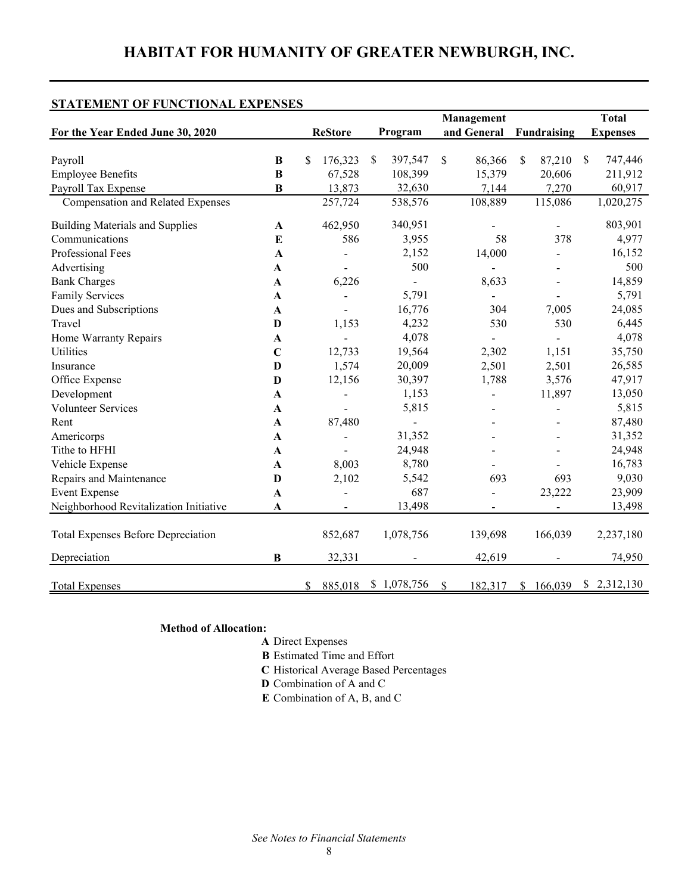# HABITAT FOR HUMANITY OF GREATER NEWBURGH, INC.

## STATEMENT OF FUNCTIONAL EXPENSES

| For the Year Ended June 30, 2020 | | ReStore | Program | Management and General | Fundraising | Total Expenses |
|---|---|---|---|---|---|---|
| Payroll | **B** | $ 176,323 | $ 397,547 | $ 86,366 | $ 87,210 | $ 747,446 |
| Employee Benefits | **B** | 67,528 | 108,399 | 15,379 | 20,606 | 211,912 |
| Payroll Tax Expense | **B** | 13,873 | 32,630 | 7,144 | 7,270 | 60,917 |
| Compensation and Related Expenses | | 257,724 | 538,576 | 108,889 | 115,086 | 1,020,275 |
| Building Materials and Supplies | **A** | 462,950 | 340,951 | - | - | 803,901 |
| Communications | **E** | 586 | 3,955 | 58 | 378 | 4,977 |
| Professional Fees | **A** | - | 2,152 | 14,000 | - | 16,152 |
| Advertising | **A** | - | 500 | - | - | 500 |
| Bank Charges | **A** | 6,226 | - | 8,633 | - | 14,859 |
| Family Services | **A** | - | 5,791 | - | - | 5,791 |
| Dues and Subscriptions | **A** | - | 16,776 | 304 | 7,005 | 24,085 |
| Travel | **D** | 1,153 | 4,232 | 530 | 530 | 6,445 |
| Home Warranty Repairs | **A** | - | 4,078 | - | - | 4,078 |
| Utilities | **C** | 12,733 | 19,564 | 2,302 | 1,151 | 35,750 |
| Insurance | **D** | 1,574 | 20,009 | 2,501 | 2,501 | 26,585 |
| Office Expense | **D** | 12,156 | 30,397 | 1,788 | 3,576 | 47,917 |
| Development | **A** | - | 1,153 | - | 11,897 | 13,050 |
| Volunteer Services | **A** | - | 5,815 | - | - | 5,815 |
| Rent | **A** | 87,480 | - | - | - | 87,480 |
| Americorps | **A** | - | 31,352 | - | - | 31,352 |
| Tithe to HFHI | **A** | - | 24,948 | - | - | 24,948 |
| Vehicle Expense | **A** | 8,003 | 8,780 | - | - | 16,783 |
| Repairs and Maintenance | **D** | 2,102 | 5,542 | 693 | 693 | 9,030 |
| Event Expense | **A** | - | 687 | - | 23,222 | 23,909 |
| Neighborhood Revitalization Initiative | **A** | - | 13,498 | - | - | 13,498 |
| Total Expenses Before Depreciation | | 852,687 | 1,078,756 | 139,698 | 166,039 | 2,237,180 |
| Depreciation | **B** | 32,331 | - | 42,619 | - | 74,950 |
| Total Expenses | | $ 885,018 | $ 1,078,756 | $ 182,317 | $ 166,039 | $ 2,312,130 |

**Method of Allocation:**

**A** Direct Expenses
**B** Estimated Time and Effort
**C** Historical Average Based Percentages
**D** Combination of A and C
**E** Combination of A, B, and C

*See Notes to Financial Statements*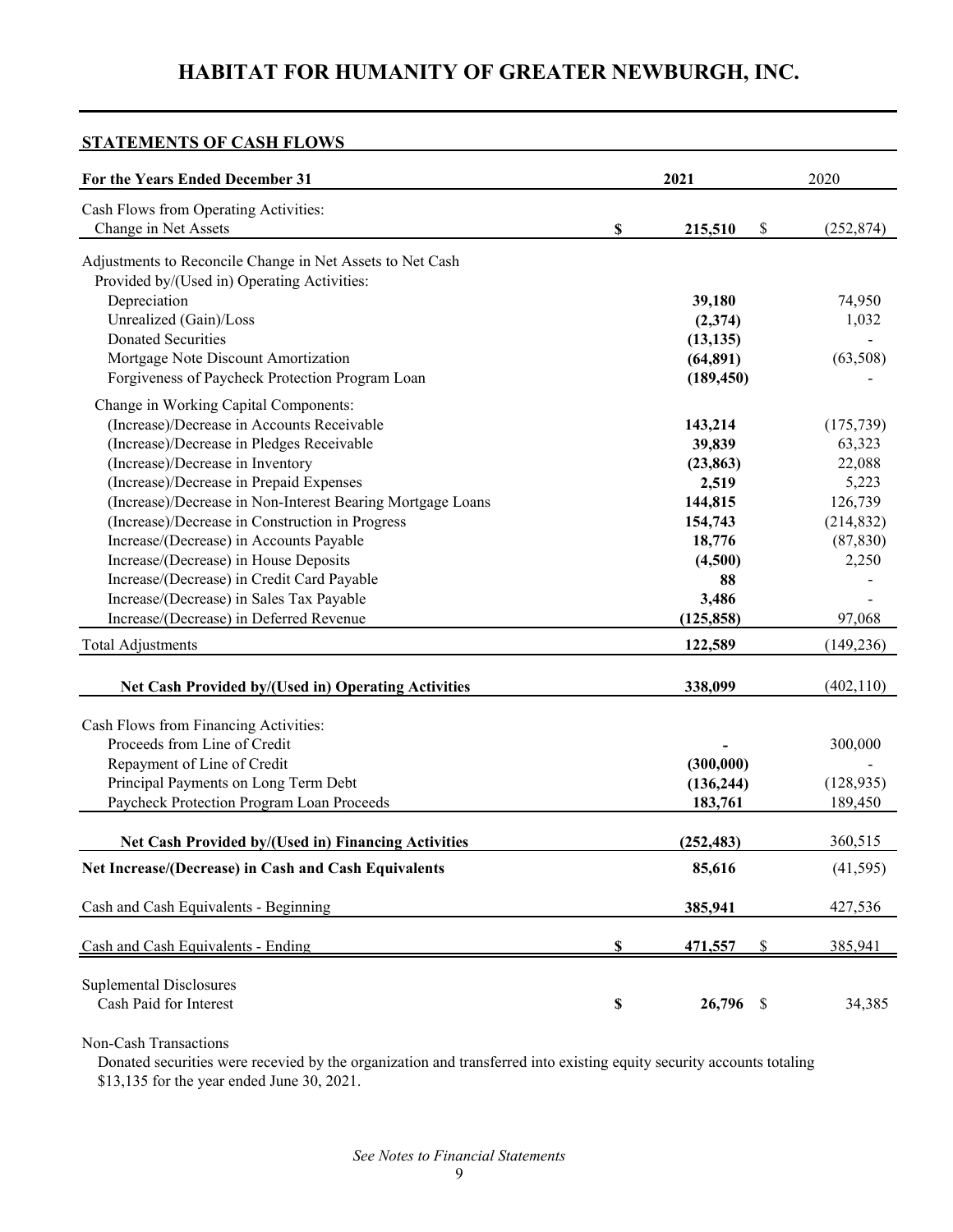# HABITAT FOR HUMANITY OF GREATER NEWBURGH, INC.

## STATEMENTS OF CASH FLOWS

| For the Years Ended December 31 | 2021 | 2020 |
|---|---|---|
| Cash Flows from Operating Activities: | | |
| Change in Net Assets | $ 215,510 | $ (252,874) |
| Adjustments to Reconcile Change in Net Assets to Net Cash Provided by/(Used in) Operating Activities: | | |
| Depreciation | 39,180 | 74,950 |
| Unrealized (Gain)/Loss | (2,374) | 1,032 |
| Donated Securities | (13,135) | - |
| Mortgage Note Discount Amortization | (64,891) | (63,508) |
| Forgiveness of Paycheck Protection Program Loan | (189,450) | - |
| Change in Working Capital Components: | | |
| (Increase)/Decrease in Accounts Receivable | 143,214 | (175,739) |
| (Increase)/Decrease in Pledges Receivable | 39,839 | 63,323 |
| (Increase)/Decrease in Inventory | (23,863) | 22,088 |
| (Increase)/Decrease in Prepaid Expenses | 2,519 | 5,223 |
| (Increase)/Decrease in Non-Interest Bearing Mortgage Loans | 144,815 | 126,739 |
| (Increase)/Decrease in Construction in Progress | 154,743 | (214,832) |
| Increase/(Decrease) in Accounts Payable | 18,776 | (87,830) |
| Increase/(Decrease) in House Deposits | (4,500) | 2,250 |
| Increase/(Decrease) in Credit Card Payable | 88 | - |
| Increase/(Decrease) in Sales Tax Payable | 3,486 | - |
| Increase/(Decrease) in Deferred Revenue | (125,858) | 97,068 |
| Total Adjustments | 122,589 | (149,236) |
| **Net Cash Provided by/(Used in) Operating Activities** | 338,099 | (402,110) |
| Cash Flows from Financing Activities: | | |
| Proceeds from Line of Credit | - | 300,000 |
| Repayment of Line of Credit | (300,000) | - |
| Principal Payments on Long Term Debt | (136,244) | (128,935) |
| Paycheck Protection Program Loan Proceeds | 183,761 | 189,450 |
| **Net Cash Provided by/(Used in) Financing Activities** | (252,483) | 360,515 |
| **Net Increase/(Decrease) in Cash and Cash Equivalents** | 85,616 | (41,595) |
| Cash and Cash Equivalents - Beginning | 385,941 | 427,536 |
| Cash and Cash Equivalents - Ending | $ 471,557 | $ 385,941 |
| Suplemental Disclosures | | |
| Cash Paid for Interest | $ 26,796 | $ 34,385 |

Non-Cash Transactions

Donated securities were recevied by the organization and transferred into existing equity security accounts totaling $13,135 for the year ended June 30, 2021.

*See Notes to Financial Statements*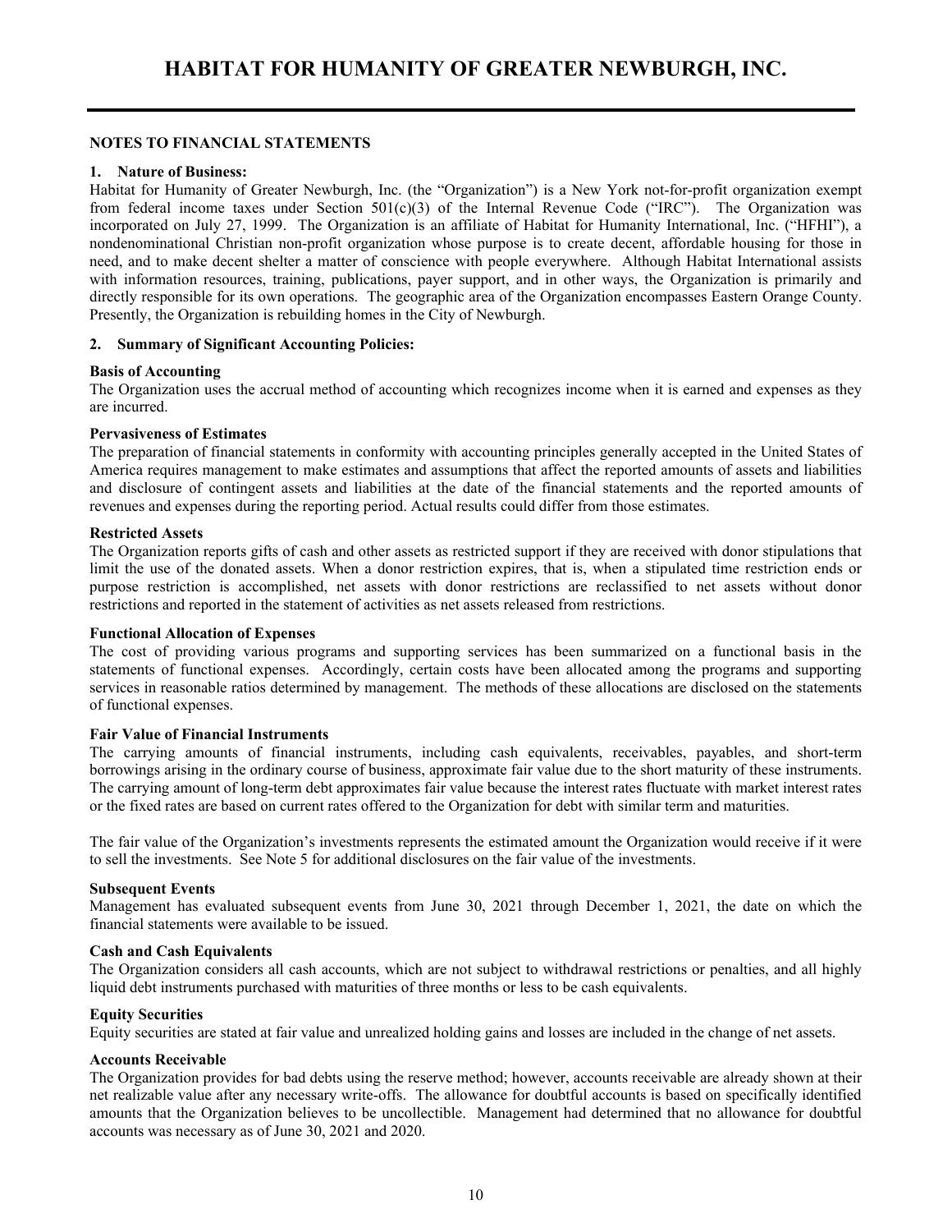# HABITAT FOR HUMANITY OF GREATER NEWBURGH, INC.

## NOTES TO FINANCIAL STATEMENTS

### 1. Nature of Business:

Habitat for Humanity of Greater Newburgh, Inc. (the "Organization") is a New York not-for-profit organization exempt from federal income taxes under Section 501(c)(3) of the Internal Revenue Code ("IRC"). The Organization was incorporated on July 27, 1999. The Organization is an affiliate of Habitat for Humanity International, Inc. ("HFHI"), a nondenominational Christian non-profit organization whose purpose is to create decent, affordable housing for those in need, and to make decent shelter a matter of conscience with people everywhere. Although Habitat International assists with information resources, training, publications, payer support, and in other ways, the Organization is primarily and directly responsible for its own operations. The geographic area of the Organization encompasses Eastern Orange County. Presently, the Organization is rebuilding homes in the City of Newburgh.

### 2. Summary of Significant Accounting Policies:

**Basis of Accounting**

The Organization uses the accrual method of accounting which recognizes income when it is earned and expenses as they are incurred.

**Pervasiveness of Estimates**

The preparation of financial statements in conformity with accounting principles generally accepted in the United States of America requires management to make estimates and assumptions that affect the reported amounts of assets and liabilities and disclosure of contingent assets and liabilities at the date of the financial statements and the reported amounts of revenues and expenses during the reporting period. Actual results could differ from those estimates.

**Restricted Assets**

The Organization reports gifts of cash and other assets as restricted support if they are received with donor stipulations that limit the use of the donated assets. When a donor restriction expires, that is, when a stipulated time restriction ends or purpose restriction is accomplished, net assets with donor restrictions are reclassified to net assets without donor restrictions and reported in the statement of activities as net assets released from restrictions.

**Functional Allocation of Expenses**

The cost of providing various programs and supporting services has been summarized on a functional basis in the statements of functional expenses. Accordingly, certain costs have been allocated among the programs and supporting services in reasonable ratios determined by management. The methods of these allocations are disclosed on the statements of functional expenses.

**Fair Value of Financial Instruments**

The carrying amounts of financial instruments, including cash equivalents, receivables, payables, and short-term borrowings arising in the ordinary course of business, approximate fair value due to the short maturity of these instruments. The carrying amount of long-term debt approximates fair value because the interest rates fluctuate with market interest rates or the fixed rates are based on current rates offered to the Organization for debt with similar term and maturities.

The fair value of the Organization's investments represents the estimated amount the Organization would receive if it were to sell the investments. See Note 5 for additional disclosures on the fair value of the investments.

**Subsequent Events**

Management has evaluated subsequent events from June 30, 2021 through December 1, 2021, the date on which the financial statements were available to be issued.

**Cash and Cash Equivalents**

The Organization considers all cash accounts, which are not subject to withdrawal restrictions or penalties, and all highly liquid debt instruments purchased with maturities of three months or less to be cash equivalents.

**Equity Securities**

Equity securities are stated at fair value and unrealized holding gains and losses are included in the change of net assets.

**Accounts Receivable**

The Organization provides for bad debts using the reserve method; however, accounts receivable are already shown at their net realizable value after any necessary write-offs. The allowance for doubtful accounts is based on specifically identified amounts that the Organization believes to be uncollectible. Management had determined that no allowance for doubtful accounts was necessary as of June 30, 2021 and 2020.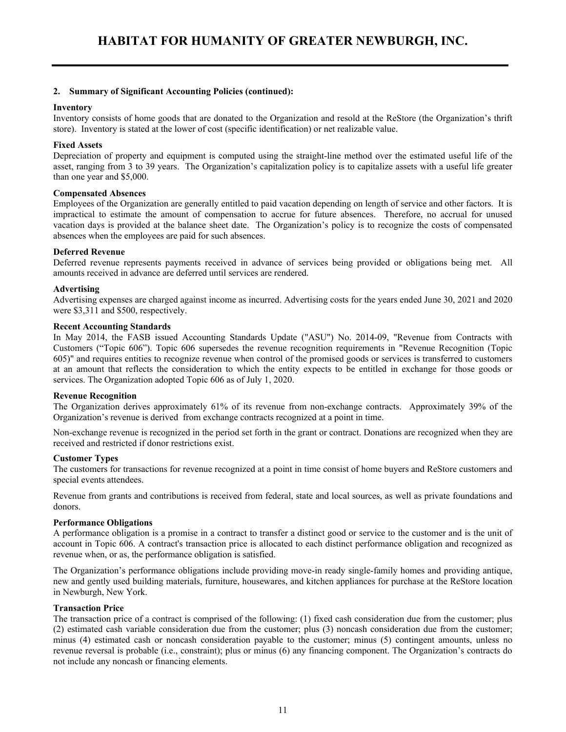## 2. Summary of Significant Accounting Policies (continued):

**Inventory**

Inventory consists of home goods that are donated to the Organization and resold at the ReStore (the Organization's thrift store). Inventory is stated at the lower of cost (specific identification) or net realizable value.

**Fixed Assets**

Depreciation of property and equipment is computed using the straight-line method over the estimated useful life of the asset, ranging from 3 to 39 years. The Organization's capitalization policy is to capitalize assets with a useful life greater than one year and $5,000.

**Compensated Absences**

Employees of the Organization are generally entitled to paid vacation depending on length of service and other factors. It is impractical to estimate the amount of compensation to accrue for future absences. Therefore, no accrual for unused vacation days is provided at the balance sheet date. The Organization's policy is to recognize the costs of compensated absences when the employees are paid for such absences.

**Deferred Revenue**

Deferred revenue represents payments received in advance of services being provided or obligations being met. All amounts received in advance are deferred until services are rendered.

**Advertising**

Advertising expenses are charged against income as incurred. Advertising costs for the years ended June 30, 2021 and 2020 were $3,311 and $500, respectively.

**Recent Accounting Standards**

In May 2014, the FASB issued Accounting Standards Update ("ASU") No. 2014-09, "Revenue from Contracts with Customers ("Topic 606"). Topic 606 supersedes the revenue recognition requirements in "Revenue Recognition (Topic 605)" and requires entities to recognize revenue when control of the promised goods or services is transferred to customers at an amount that reflects the consideration to which the entity expects to be entitled in exchange for those goods or services. The Organization adopted Topic 606 as of July 1, 2020.

**Revenue Recognition**

The Organization derives approximately 61% of its revenue from non-exchange contracts. Approximately 39% of the Organization's revenue is derived from exchange contracts recognized at a point in time.

Non-exchange revenue is recognized in the period set forth in the grant or contract. Donations are recognized when they are received and restricted if donor restrictions exist.

**Customer Types**

The customers for transactions for revenue recognized at a point in time consist of home buyers and ReStore customers and special events attendees.

Revenue from grants and contributions is received from federal, state and local sources, as well as private foundations and donors.

**Performance Obligations**

A performance obligation is a promise in a contract to transfer a distinct good or service to the customer and is the unit of account in Topic 606. A contract's transaction price is allocated to each distinct performance obligation and recognized as revenue when, or as, the performance obligation is satisfied.

The Organization's performance obligations include providing move-in ready single-family homes and providing antique, new and gently used building materials, furniture, housewares, and kitchen appliances for purchase at the ReStore location in Newburgh, New York.

**Transaction Price**

The transaction price of a contract is comprised of the following: (1) fixed cash consideration due from the customer; plus (2) estimated cash variable consideration due from the customer; plus (3) noncash consideration due from the customer; minus (4) estimated cash or noncash consideration payable to the customer; minus (5) contingent amounts, unless no revenue reversal is probable (i.e., constraint); plus or minus (6) any financing component. The Organization's contracts do not include any noncash or financing elements.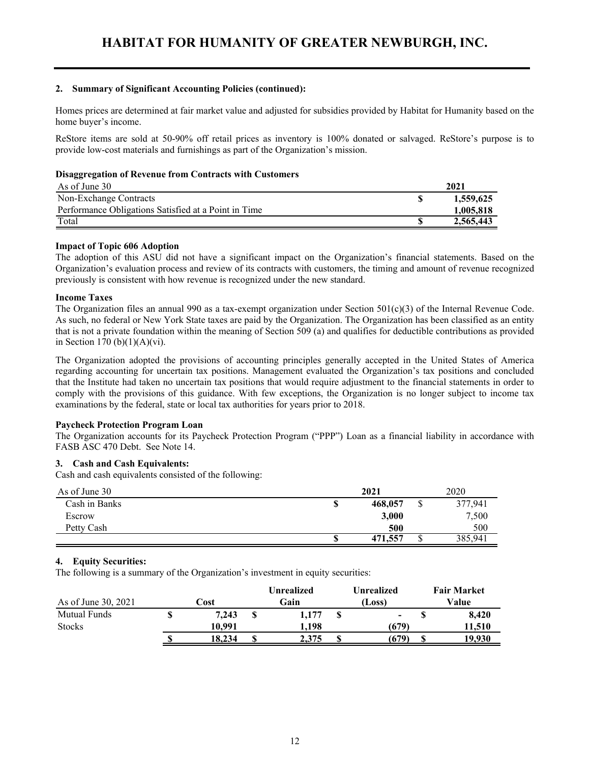# HABITAT FOR HUMANITY OF GREATER NEWBURGH, INC.

**2. Summary of Significant Accounting Policies (continued):**

Homes prices are determined at fair market value and adjusted for subsidies provided by Habitat for Humanity based on the home buyer's income.

ReStore items are sold at 50-90% off retail prices as inventory is 100% donated or salvaged. ReStore's purpose is to provide low-cost materials and furnishings as part of the Organization's mission.

**Disaggregation of Revenue from Contracts with Customers**

| As of June 30 | 2021 |
|---|---|
| Non-Exchange Contracts | $ 1,559,625 |
| Performance Obligations Satisfied at a Point in Time | 1,005,818 |
| Total | $ 2,565,443 |

**Impact of Topic 606 Adoption**

The adoption of this ASU did not have a significant impact on the Organization's financial statements. Based on the Organization's evaluation process and review of its contracts with customers, the timing and amount of revenue recognized previously is consistent with how revenue is recognized under the new standard.

**Income Taxes**

The Organization files an annual 990 as a tax-exempt organization under Section 501(c)(3) of the Internal Revenue Code. As such, no federal or New York State taxes are paid by the Organization. The Organization has been classified as an entity that is not a private foundation within the meaning of Section 509 (a) and qualifies for deductible contributions as provided in Section 170 (b)(1)(A)(vi).

The Organization adopted the provisions of accounting principles generally accepted in the United States of America regarding accounting for uncertain tax positions. Management evaluated the Organization's tax positions and concluded that the Institute had taken no uncertain tax positions that would require adjustment to the financial statements in order to comply with the provisions of this guidance. With few exceptions, the Organization is no longer subject to income tax examinations by the federal, state or local tax authorities for years prior to 2018.

**Paycheck Protection Program Loan**

The Organization accounts for its Paycheck Protection Program ("PPP") Loan as a financial liability in accordance with FASB ASC 470 Debt. See Note 14.

**3. Cash and Cash Equivalents:**

Cash and cash equivalents consisted of the following:

| As of June 30 | 2021 | 2020 |
|---|---|---|
| Cash in Banks | $ 468,057 | $ 377,941 |
| Escrow | 3,000 | 7,500 |
| Petty Cash | 500 | 500 |
| | $ 471,557 | $ 385,941 |

**4. Equity Securities:**

The following is a summary of the Organization's investment in equity securities:

| As of June 30, 2021 | Cost | Unrealized Gain | Unrealized (Loss) | Fair Market Value |
|---|---|---|---|---|
| Mutual Funds | $ 7,243 | $ 1,177 | $ - | $ 8,420 |
| Stocks | 10,991 | 1,198 | (679) | 11,510 |
| | $ 18,234 | $ 2,375 | $ (679) | $ 19,930 |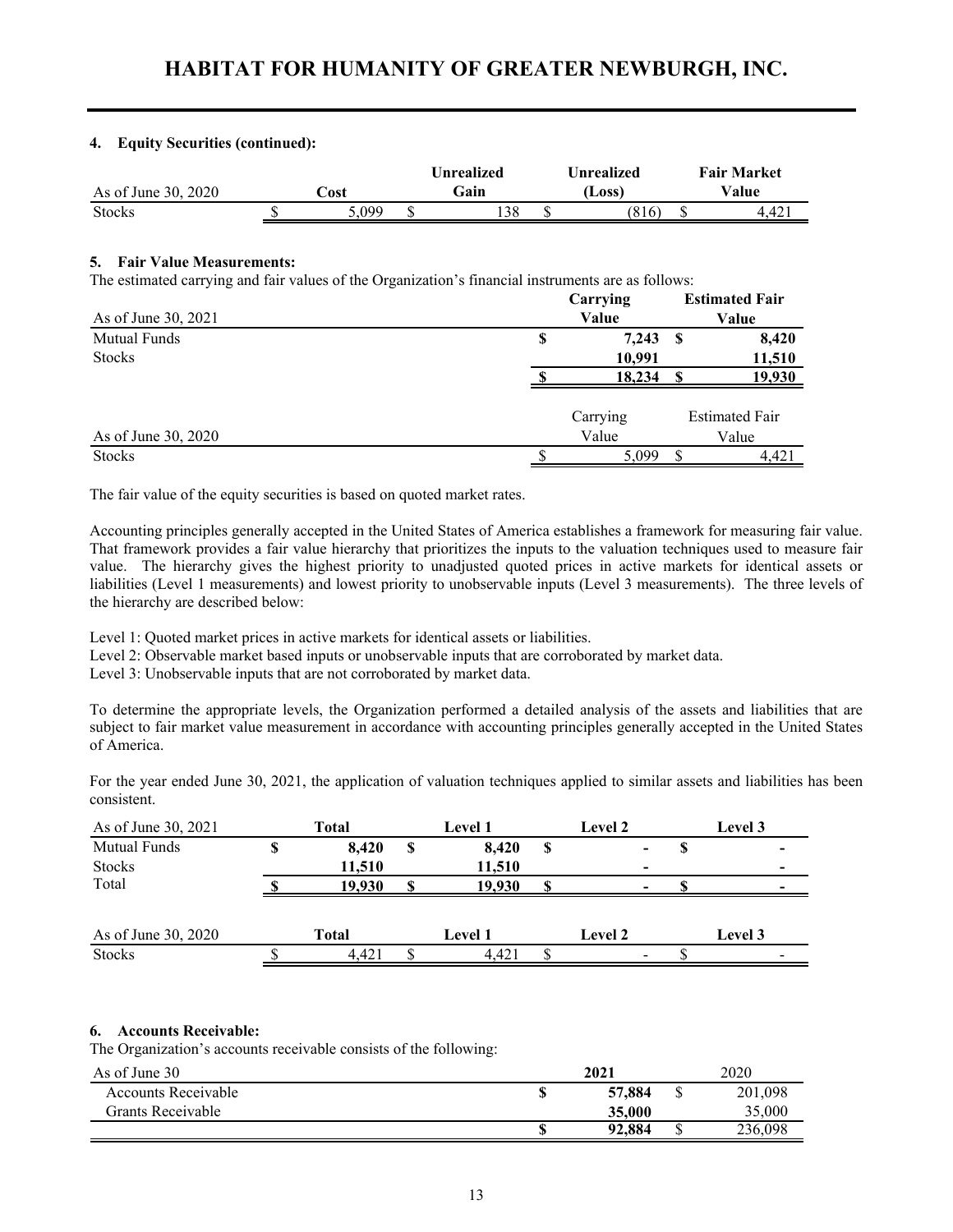# HABITAT FOR HUMANITY OF GREATER NEWBURGH, INC.

**4. Equity Securities (continued):**

| As of June 30, 2020 | Cost | Unrealized Gain | Unrealized (Loss) | Fair Market Value |
|---|---|---|---|---|
| Stocks | $ 5,099 | $ 138 | $ (816) | $ 4,421 |

**5. Fair Value Measurements:**

The estimated carrying and fair values of the Organization's financial instruments are as follows:

| As of June 30, 2021 | Carrying Value | Estimated Fair Value |
|---|---|---|
| Mutual Funds | **$ 7,243** | **$ 8,420** |
| Stocks | **10,991** | **11,510** |
| | **$ 18,234** | **$ 19,930** |

| As of June 30, 2020 | Carrying Value | Estimated Fair Value |
|---|---|---|
| Stocks | $ 5,099 | $ 4,421 |

The fair value of the equity securities is based on quoted market rates.

Accounting principles generally accepted in the United States of America establishes a framework for measuring fair value. That framework provides a fair value hierarchy that prioritizes the inputs to the valuation techniques used to measure fair value. The hierarchy gives the highest priority to unadjusted quoted prices in active markets for identical assets or liabilities (Level 1 measurements) and lowest priority to unobservable inputs (Level 3 measurements). The three levels of the hierarchy are described below:

Level 1: Quoted market prices in active markets for identical assets or liabilities.
Level 2: Observable market based inputs or unobservable inputs that are corroborated by market data.
Level 3: Unobservable inputs that are not corroborated by market data.

To determine the appropriate levels, the Organization performed a detailed analysis of the assets and liabilities that are subject to fair market value measurement in accordance with accounting principles generally accepted in the United States of America.

For the year ended June 30, 2021, the application of valuation techniques applied to similar assets and liabilities has been consistent.

| As of June 30, 2021 | Total | Level 1 | Level 2 | Level 3 |
|---|---|---|---|---|
| Mutual Funds | **$ 8,420** | **$ 8,420** | **$ -** | **$ -** |
| Stocks | **11,510** | **11,510** | **-** | **-** |
| Total | **$ 19,930** | **$ 19,930** | **$ -** | **$ -** |

| As of June 30, 2020 | Total | Level 1 | Level 2 | Level 3 |
|---|---|---|---|---|
| Stocks | $ 4,421 | $ 4,421 | $ - | $ - |

**6. Accounts Receivable:**

The Organization's accounts receivable consists of the following:

| As of June 30 | 2021 | 2020 |
|---|---|---|
| Accounts Receivable | **$ 57,884** | $ 201,098 |
| Grants Receivable | **35,000** | 35,000 |
| | **$ 92,884** | $ 236,098 |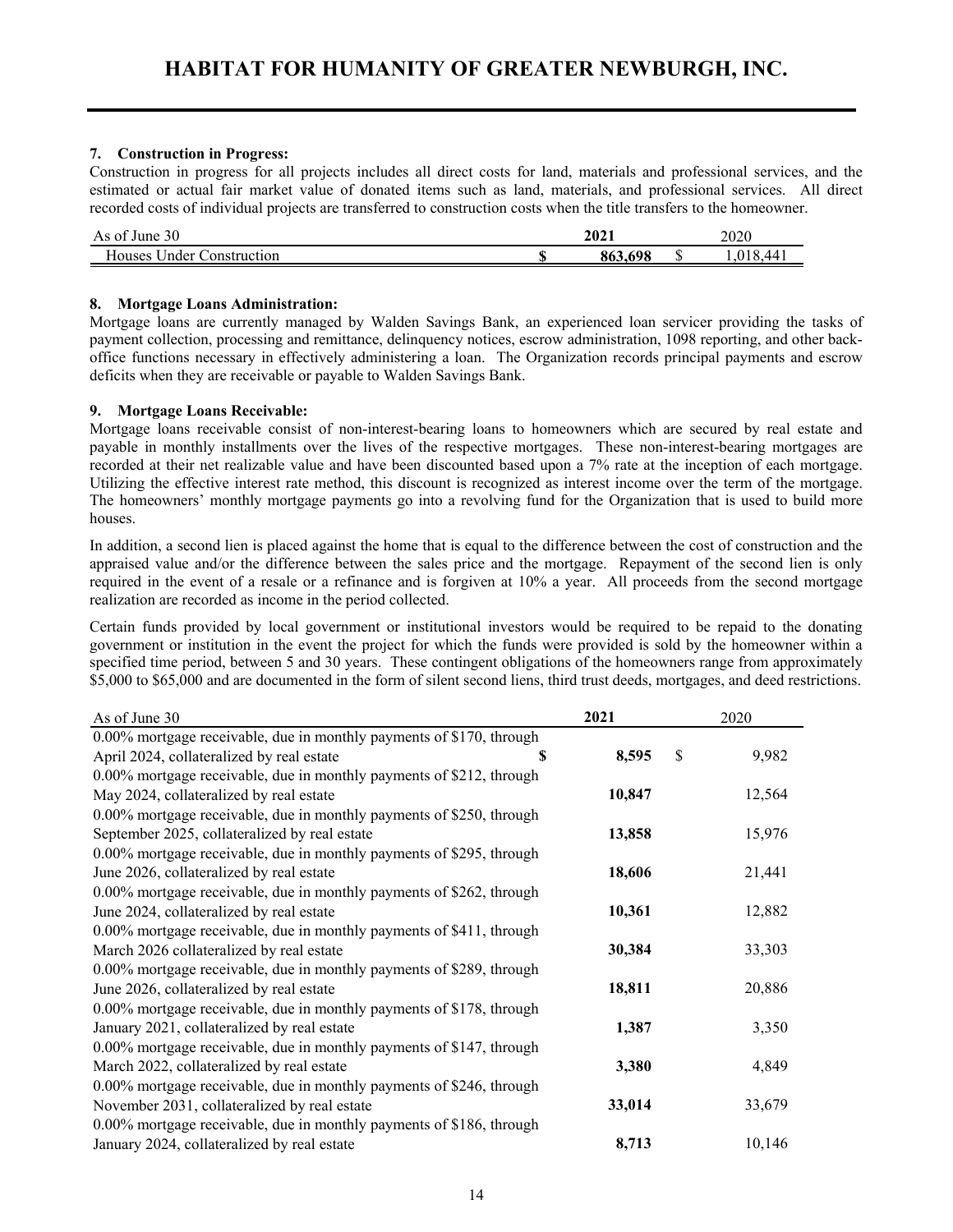### 7. Construction in Progress:

Construction in progress for all projects includes all direct costs for land, materials and professional services, and the estimated or actual fair market value of donated items such as land, materials, and professional services. All direct recorded costs of individual projects are transferred to construction costs when the title transfers to the homeowner.

| As of June 30 | **2021** | 2020 |
|---|---|---|
| Houses Under Construction | **$ 863,698** | $ 1,018,441 |

### 8. Mortgage Loans Administration:

Mortgage loans are currently managed by Walden Savings Bank, an experienced loan servicer providing the tasks of payment collection, processing and remittance, delinquency notices, escrow administration, 1098 reporting, and other back-office functions necessary in effectively administering a loan. The Organization records principal payments and escrow deficits when they are receivable or payable to Walden Savings Bank.

### 9. Mortgage Loans Receivable:

Mortgage loans receivable consist of non-interest-bearing loans to homeowners which are secured by real estate and payable in monthly installments over the lives of the respective mortgages. These non-interest-bearing mortgages are recorded at their net realizable value and have been discounted based upon a 7% rate at the inception of each mortgage. Utilizing the effective interest rate method, this discount is recognized as interest income over the term of the mortgage. The homeowners' monthly mortgage payments go into a revolving fund for the Organization that is used to build more houses.

In addition, a second lien is placed against the home that is equal to the difference between the cost of construction and the appraised value and/or the difference between the sales price and the mortgage. Repayment of the second lien is only required in the event of a resale or a refinance and is forgiven at 10% a year. All proceeds from the second mortgage realization are recorded as income in the period collected.

Certain funds provided by local government or institutional investors would be required to be repaid to the donating government or institution in the event the project for which the funds were provided is sold by the homeowner within a specified time period, between 5 and 30 years. These contingent obligations of the homeowners range from approximately $5,000 to $65,000 and are documented in the form of silent second liens, third trust deeds, mortgages, and deed restrictions.

| As of June 30 | **2021** | 2020 |
|---|---|---|
| 0.00% mortgage receivable, due in monthly payments of $170, through April 2024, collateralized by real estate | **$ 8,595** | $ 9,982 |
| 0.00% mortgage receivable, due in monthly payments of $212, through May 2024, collateralized by real estate | **10,847** | 12,564 |
| 0.00% mortgage receivable, due in monthly payments of $250, through September 2025, collateralized by real estate | **13,858** | 15,976 |
| 0.00% mortgage receivable, due in monthly payments of $295, through June 2026, collateralized by real estate | **18,606** | 21,441 |
| 0.00% mortgage receivable, due in monthly payments of $262, through June 2024, collateralized by real estate | **10,361** | 12,882 |
| 0.00% mortgage receivable, due in monthly payments of $411, through March 2026 collateralized by real estate | **30,384** | 33,303 |
| 0.00% mortgage receivable, due in monthly payments of $289, through June 2026, collateralized by real estate | **18,811** | 20,886 |
| 0.00% mortgage receivable, due in monthly payments of $178, through January 2021, collateralized by real estate | **1,387** | 3,350 |
| 0.00% mortgage receivable, due in monthly payments of $147, through March 2022, collateralized by real estate | **3,380** | 4,849 |
| 0.00% mortgage receivable, due in monthly payments of $246, through November 2031, collateralized by real estate | **33,014** | 33,679 |
| 0.00% mortgage receivable, due in monthly payments of $186, through January 2024, collateralized by real estate | **8,713** | 10,146 |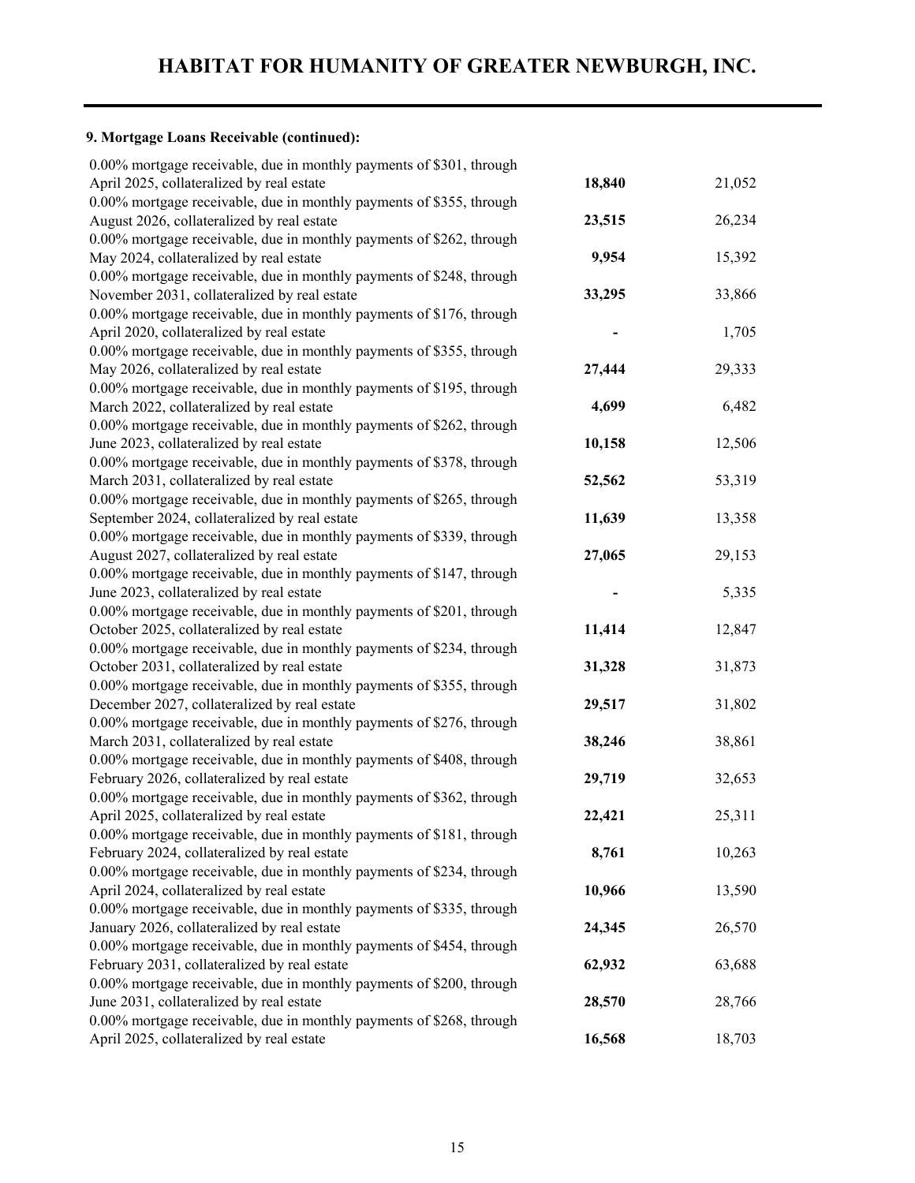**9. Mortgage Loans Receivable (continued):**

| | | |
|---|---|---|
| 0.00% mortgage receivable, due in monthly payments of $301, through April 2025, collateralized by real estate | **18,840** | 21,052 |
| 0.00% mortgage receivable, due in monthly payments of $355, through August 2026, collateralized by real estate | **23,515** | 26,234 |
| 0.00% mortgage receivable, due in monthly payments of $262, through May 2024, collateralized by real estate | **9,954** | 15,392 |
| 0.00% mortgage receivable, due in monthly payments of $248, through November 2031, collateralized by real estate | **33,295** | 33,866 |
| 0.00% mortgage receivable, due in monthly payments of $176, through April 2020, collateralized by real estate | **-** | 1,705 |
| 0.00% mortgage receivable, due in monthly payments of $355, through May 2026, collateralized by real estate | **27,444** | 29,333 |
| 0.00% mortgage receivable, due in monthly payments of $195, through March 2022, collateralized by real estate | **4,699** | 6,482 |
| 0.00% mortgage receivable, due in monthly payments of $262, through June 2023, collateralized by real estate | **10,158** | 12,506 |
| 0.00% mortgage receivable, due in monthly payments of $378, through March 2031, collateralized by real estate | **52,562** | 53,319 |
| 0.00% mortgage receivable, due in monthly payments of $265, through September 2024, collateralized by real estate | **11,639** | 13,358 |
| 0.00% mortgage receivable, due in monthly payments of $339, through August 2027, collateralized by real estate | **27,065** | 29,153 |
| 0.00% mortgage receivable, due in monthly payments of $147, through June 2023, collateralized by real estate | **-** | 5,335 |
| 0.00% mortgage receivable, due in monthly payments of $201, through October 2025, collateralized by real estate | **11,414** | 12,847 |
| 0.00% mortgage receivable, due in monthly payments of $234, through October 2031, collateralized by real estate | **31,328** | 31,873 |
| 0.00% mortgage receivable, due in monthly payments of $355, through December 2027, collateralized by real estate | **29,517** | 31,802 |
| 0.00% mortgage receivable, due in monthly payments of $276, through March 2031, collateralized by real estate | **38,246** | 38,861 |
| 0.00% mortgage receivable, due in monthly payments of $408, through February 2026, collateralized by real estate | **29,719** | 32,653 |
| 0.00% mortgage receivable, due in monthly payments of $362, through April 2025, collateralized by real estate | **22,421** | 25,311 |
| 0.00% mortgage receivable, due in monthly payments of $181, through February 2024, collateralized by real estate | **8,761** | 10,263 |
| 0.00% mortgage receivable, due in monthly payments of $234, through April 2024, collateralized by real estate | **10,966** | 13,590 |
| 0.00% mortgage receivable, due in monthly payments of $335, through January 2026, collateralized by real estate | **24,345** | 26,570 |
| 0.00% mortgage receivable, due in monthly payments of $454, through February 2031, collateralized by real estate | **62,932** | 63,688 |
| 0.00% mortgage receivable, due in monthly payments of $200, through June 2031, collateralized by real estate | **28,570** | 28,766 |
| 0.00% mortgage receivable, due in monthly payments of $268, through April 2025, collateralized by real estate | **16,568** | 18,703 |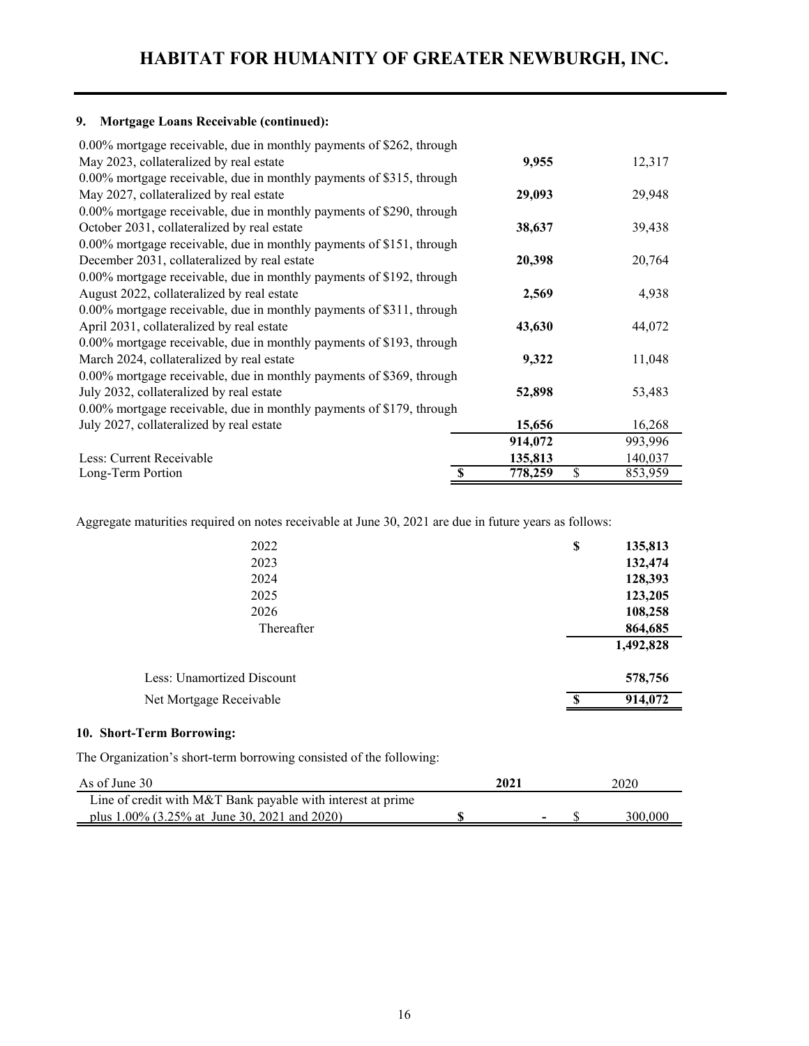### 9. Mortgage Loans Receivable (continued):

| | | |
|---|---|---|
| 0.00% mortgage receivable, due in monthly payments of $262, through May 2023, collateralized by real estate | **9,955** | 12,317 |
| 0.00% mortgage receivable, due in monthly payments of $315, through May 2027, collateralized by real estate | **29,093** | 29,948 |
| 0.00% mortgage receivable, due in monthly payments of $290, through October 2031, collateralized by real estate | **38,637** | 39,438 |
| 0.00% mortgage receivable, due in monthly payments of $151, through December 2031, collateralized by real estate | **20,398** | 20,764 |
| 0.00% mortgage receivable, due in monthly payments of $192, through August 2022, collateralized by real estate | **2,569** | 4,938 |
| 0.00% mortgage receivable, due in monthly payments of $311, through April 2031, collateralized by real estate | **43,630** | 44,072 |
| 0.00% mortgage receivable, due in monthly payments of $193, through March 2024, collateralized by real estate | **9,322** | 11,048 |
| 0.00% mortgage receivable, due in monthly payments of $369, through July 2032, collateralized by real estate | **52,898** | 53,483 |
| 0.00% mortgage receivable, due in monthly payments of $179, through July 2027, collateralized by real estate | **15,656** | 16,268 |
| | **914,072** | 993,996 |
| Less: Current Receivable | **135,813** | 140,037 |
| Long-Term Portion | **$ 778,259** | $ 853,959 |

Aggregate maturities required on notes receivable at June 30, 2021 are due in future years as follows:

| | |
|---|---|
| 2022 | **$ 135,813** |
| 2023 | **132,474** |
| 2024 | **128,393** |
| 2025 | **123,205** |
| 2026 | **108,258** |
| Thereafter | **864,685** |
| | **1,492,828** |
| Less: Unamortized Discount | **578,756** |
| Net Mortgage Receivable | **$ 914,072** |

### 10. Short-Term Borrowing:

The Organization's short-term borrowing consisted of the following:

| As of June 30 | 2021 | 2020 |
|---|---|---|
| Line of credit with M&T Bank payable with interest at prime plus 1.00% (3.25% at June 30, 2021 and 2020) | **$ -** | $ 300,000 |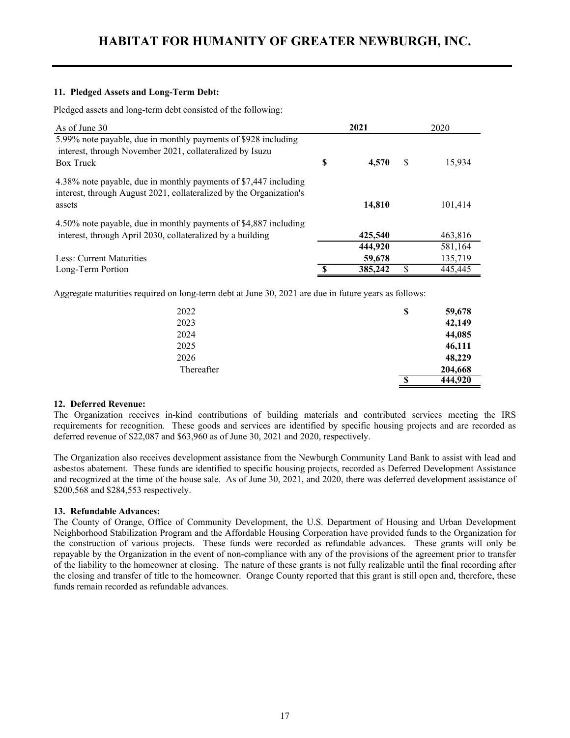### 11. Pledged Assets and Long-Term Debt:

Pledged assets and long-term debt consisted of the following:

| As of June 30 | 2021 | 2020 |
|---|---|---|
| 5.99% note payable, due in monthly payments of $928 including interest, through November 2021, collateralized by Isuzu Box Truck | $ 4,570 | $ 15,934 |
| 4.38% note payable, due in monthly payments of $7,447 including interest, through August 2021, collateralized by the Organization's assets | 14,810 | 101,414 |
| 4.50% note payable, due in monthly payments of $4,887 including interest, through April 2030, collateralized by a building | 425,540 | 463,816 |
| | 444,920 | 581,164 |
| Less: Current Maturities | 59,678 | 135,719 |
| Long-Term Portion | $ 385,242 | $ 445,445 |

Aggregate maturities required on long-term debt at June 30, 2021 are due in future years as follows:

| | |
|---|---|
| 2022 | $ 59,678 |
| 2023 | 42,149 |
| 2024 | 44,085 |
| 2025 | 46,111 |
| 2026 | 48,229 |
| Thereafter | 204,668 |
| | $ 444,920 |

### 12. Deferred Revenue:

The Organization receives in-kind contributions of building materials and contributed services meeting the IRS requirements for recognition. These goods and services are identified by specific housing projects and are recorded as deferred revenue of $22,087 and $63,960 as of June 30, 2021 and 2020, respectively.

The Organization also receives development assistance from the Newburgh Community Land Bank to assist with lead and asbestos abatement. These funds are identified to specific housing projects, recorded as Deferred Development Assistance and recognized at the time of the house sale. As of June 30, 2021, and 2020, there was deferred development assistance of $200,568 and $284,553 respectively.

### 13. Refundable Advances:

The County of Orange, Office of Community Development, the U.S. Department of Housing and Urban Development Neighborhood Stabilization Program and the Affordable Housing Corporation have provided funds to the Organization for the construction of various projects. These funds were recorded as refundable advances. These grants will only be repayable by the Organization in the event of non-compliance with any of the provisions of the agreement prior to transfer of the liability to the homeowner at closing. The nature of these grants is not fully realizable until the final recording after the closing and transfer of title to the homeowner. Orange County reported that this grant is still open and, therefore, these funds remain recorded as refundable advances.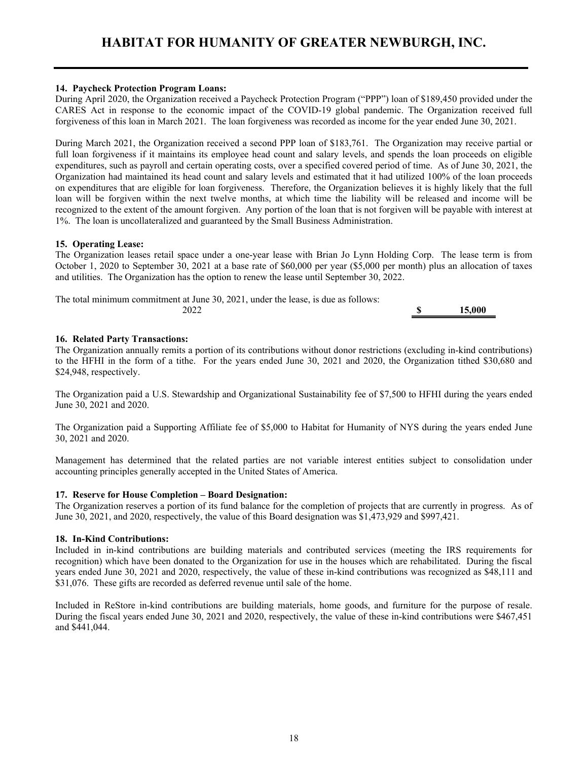# HABITAT FOR HUMANITY OF GREATER NEWBURGH, INC.

**14. Paycheck Protection Program Loans:**

During April 2020, the Organization received a Paycheck Protection Program ("PPP") loan of $189,450 provided under the CARES Act in response to the economic impact of the COVID-19 global pandemic. The Organization received full forgiveness of this loan in March 2021. The loan forgiveness was recorded as income for the year ended June 30, 2021.

During March 2021, the Organization received a second PPP loan of $183,761. The Organization may receive partial or full loan forgiveness if it maintains its employee head count and salary levels, and spends the loan proceeds on eligible expenditures, such as payroll and certain operating costs, over a specified covered period of time. As of June 30, 2021, the Organization had maintained its head count and salary levels and estimated that it had utilized 100% of the loan proceeds on expenditures that are eligible for loan forgiveness. Therefore, the Organization believes it is highly likely that the full loan will be forgiven within the next twelve months, at which time the liability will be released and income will be recognized to the extent of the amount forgiven. Any portion of the loan that is not forgiven will be payable with interest at 1%. The loan is uncollateralized and guaranteed by the Small Business Administration.

**15. Operating Lease:**

The Organization leases retail space under a one-year lease with Brian Jo Lynn Holding Corp. The lease term is from October 1, 2020 to September 30, 2021 at a base rate of $60,000 per year ($5,000 per month) plus an allocation of taxes and utilities. The Organization has the option to renew the lease until September 30, 2022.

The total minimum commitment at June 30, 2021, under the lease, is due as follows:

| | |
|---|---|
| 2022 | **$ 15,000** |

**16. Related Party Transactions:**

The Organization annually remits a portion of its contributions without donor restrictions (excluding in-kind contributions) to the HFHI in the form of a tithe. For the years ended June 30, 2021 and 2020, the Organization tithed $30,680 and $24,948, respectively.

The Organization paid a U.S. Stewardship and Organizational Sustainability fee of $7,500 to HFHI during the years ended June 30, 2021 and 2020.

The Organization paid a Supporting Affiliate fee of $5,000 to Habitat for Humanity of NYS during the years ended June 30, 2021 and 2020.

Management has determined that the related parties are not variable interest entities subject to consolidation under accounting principles generally accepted in the United States of America.

**17. Reserve for House Completion – Board Designation:**

The Organization reserves a portion of its fund balance for the completion of projects that are currently in progress. As of June 30, 2021, and 2020, respectively, the value of this Board designation was $1,473,929 and $997,421.

**18. In-Kind Contributions:**

Included in in-kind contributions are building materials and contributed services (meeting the IRS requirements for recognition) which have been donated to the Organization for use in the houses which are rehabilitated. During the fiscal years ended June 30, 2021 and 2020, respectively, the value of these in-kind contributions was recognized as $48,111 and $31,076. These gifts are recorded as deferred revenue until sale of the home.

Included in ReStore in-kind contributions are building materials, home goods, and furniture for the purpose of resale. During the fiscal years ended June 30, 2021 and 2020, respectively, the value of these in-kind contributions were $467,451 and $441,044.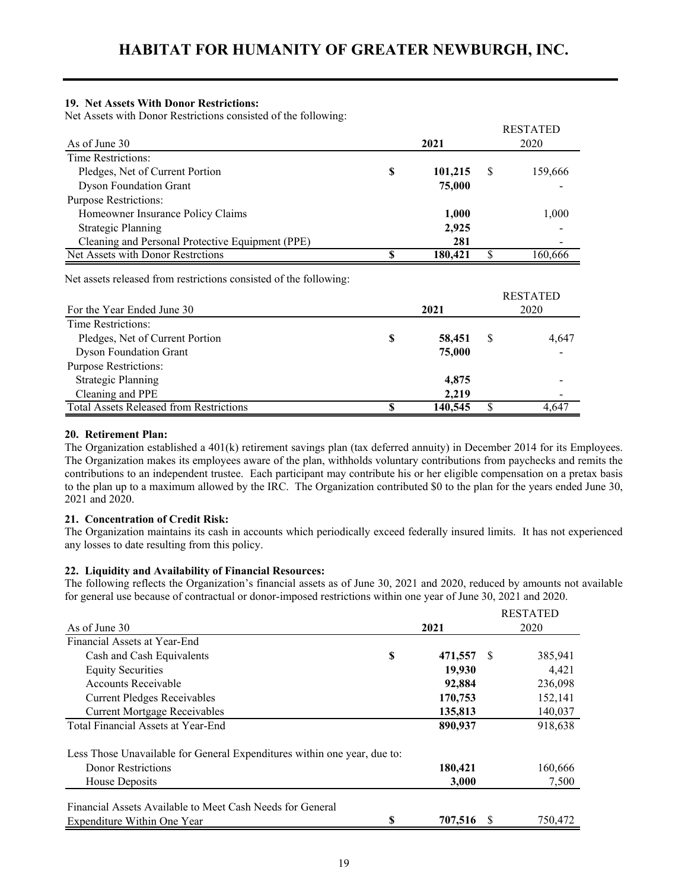### 19. Net Assets With Donor Restrictions:

Net Assets with Donor Restrictions consisted of the following:

| As of June 30 | 2021 | RESTATED 2020 |
|---|---|---|
| Time Restrictions: | | |
| Pledges, Net of Current Portion | $ 101,215 | $ 159,666 |
| Dyson Foundation Grant | 75,000 | - |
| Purpose Restrictions: | | |
| Homeowner Insurance Policy Claims | 1,000 | 1,000 |
| Strategic Planning | 2,925 | - |
| Cleaning and Personal Protective Equipment (PPE) | 281 | - |
| Net Assets with Donor Restrctions | $ 180,421 | $ 160,666 |

Net assets released from restrictions consisted of the following:

| For the Year Ended June 30 | 2021 | RESTATED 2020 |
|---|---|---|
| Time Restrictions: | | |
| Pledges, Net of Current Portion | $ 58,451 | $ 4,647 |
| Dyson Foundation Grant | 75,000 | - |
| Purpose Restrictions: | | |
| Strategic Planning | 4,875 | - |
| Cleaning and PPE | 2,219 | - |
| Total Assets Released from Restrictions | $ 140,545 | $ 4,647 |

### 20. Retirement Plan:

The Organization established a 401(k) retirement savings plan (tax deferred annuity) in December 2014 for its Employees. The Organization makes its employees aware of the plan, withholds voluntary contributions from paychecks and remits the contributions to an independent trustee. Each participant may contribute his or her eligible compensation on a pretax basis to the plan up to a maximum allowed by the IRC. The Organization contributed $0 to the plan for the years ended June 30, 2021 and 2020.

### 21. Concentration of Credit Risk:

The Organization maintains its cash in accounts which periodically exceed federally insured limits. It has not experienced any losses to date resulting from this policy.

### 22. Liquidity and Availability of Financial Resources:

The following reflects the Organization's financial assets as of June 30, 2021 and 2020, reduced by amounts not available for general use because of contractual or donor-imposed restrictions within one year of June 30, 2021 and 2020.

| As of June 30 | 2021 | RESTATED 2020 |
|---|---|---|
| Financial Assets at Year-End | | |
| Cash and Cash Equivalents | $ 471,557 | $ 385,941 |
| Equity Securities | 19,930 | 4,421 |
| Accounts Receivable | 92,884 | 236,098 |
| Current Pledges Receivables | 170,753 | 152,141 |
| Current Mortgage Receivables | 135,813 | 140,037 |
| Total Financial Assets at Year-End | 890,937 | 918,638 |
| Less Those Unavailable for General Expenditures within one year, due to: | | |
| Donor Restrictions | 180,421 | 160,666 |
| House Deposits | 3,000 | 7,500 |
| Financial Assets Available to Meet Cash Needs for General Expenditure Within One Year | $ 707,516 | $ 750,472 |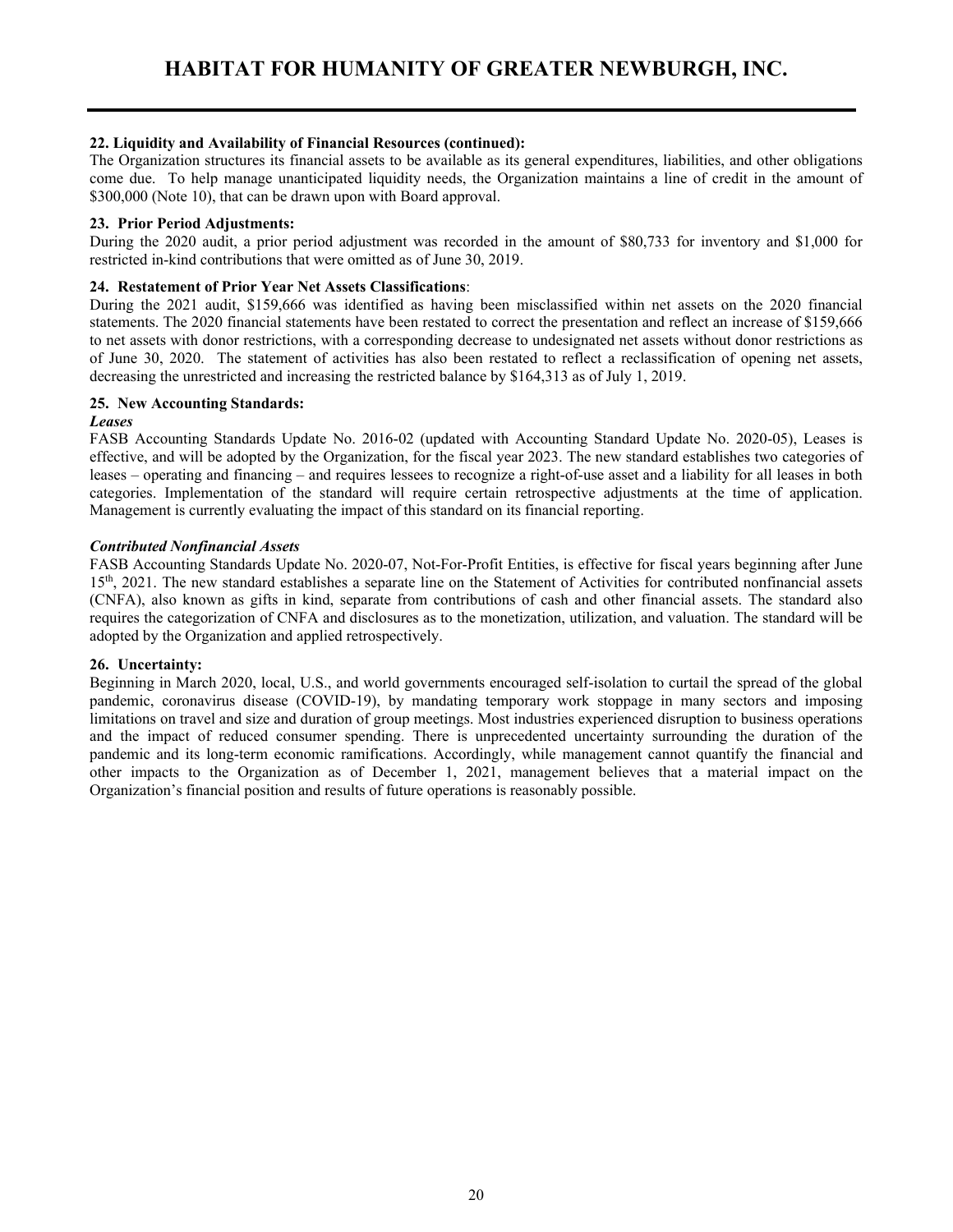**22. Liquidity and Availability of Financial Resources (continued):**

The Organization structures its financial assets to be available as its general expenditures, liabilities, and other obligations come due. To help manage unanticipated liquidity needs, the Organization maintains a line of credit in the amount of $300,000 (Note 10), that can be drawn upon with Board approval.

**23. Prior Period Adjustments:**

During the 2020 audit, a prior period adjustment was recorded in the amount of $80,733 for inventory and $1,000 for restricted in-kind contributions that were omitted as of June 30, 2019.

**24. Restatement of Prior Year Net Assets Classifications**:

During the 2021 audit, $159,666 was identified as having been misclassified within net assets on the 2020 financial statements. The 2020 financial statements have been restated to correct the presentation and reflect an increase of $159,666 to net assets with donor restrictions, with a corresponding decrease to undesignated net assets without donor restrictions as of June 30, 2020. The statement of activities has also been restated to reflect a reclassification of opening net assets, decreasing the unrestricted and increasing the restricted balance by $164,313 as of July 1, 2019.

**25. New Accounting Standards:**

***Leases***

FASB Accounting Standards Update No. 2016-02 (updated with Accounting Standard Update No. 2020-05), Leases is effective, and will be adopted by the Organization, for the fiscal year 2023. The new standard establishes two categories of leases – operating and financing – and requires lessees to recognize a right-of-use asset and a liability for all leases in both categories. Implementation of the standard will require certain retrospective adjustments at the time of application. Management is currently evaluating the impact of this standard on its financial reporting.

***Contributed Nonfinancial Assets***

FASB Accounting Standards Update No. 2020-07, Not-For-Profit Entities, is effective for fiscal years beginning after June 15th, 2021. The new standard establishes a separate line on the Statement of Activities for contributed nonfinancial assets (CNFA), also known as gifts in kind, separate from contributions of cash and other financial assets. The standard also requires the categorization of CNFA and disclosures as to the monetization, utilization, and valuation. The standard will be adopted by the Organization and applied retrospectively.

**26. Uncertainty:**

Beginning in March 2020, local, U.S., and world governments encouraged self-isolation to curtail the spread of the global pandemic, coronavirus disease (COVID-19), by mandating temporary work stoppage in many sectors and imposing limitations on travel and size and duration of group meetings. Most industries experienced disruption to business operations and the impact of reduced consumer spending. There is unprecedented uncertainty surrounding the duration of the pandemic and its long-term economic ramifications. Accordingly, while management cannot quantify the financial and other impacts to the Organization as of December 1, 2021, management believes that a material impact on the Organization's financial position and results of future operations is reasonably possible.